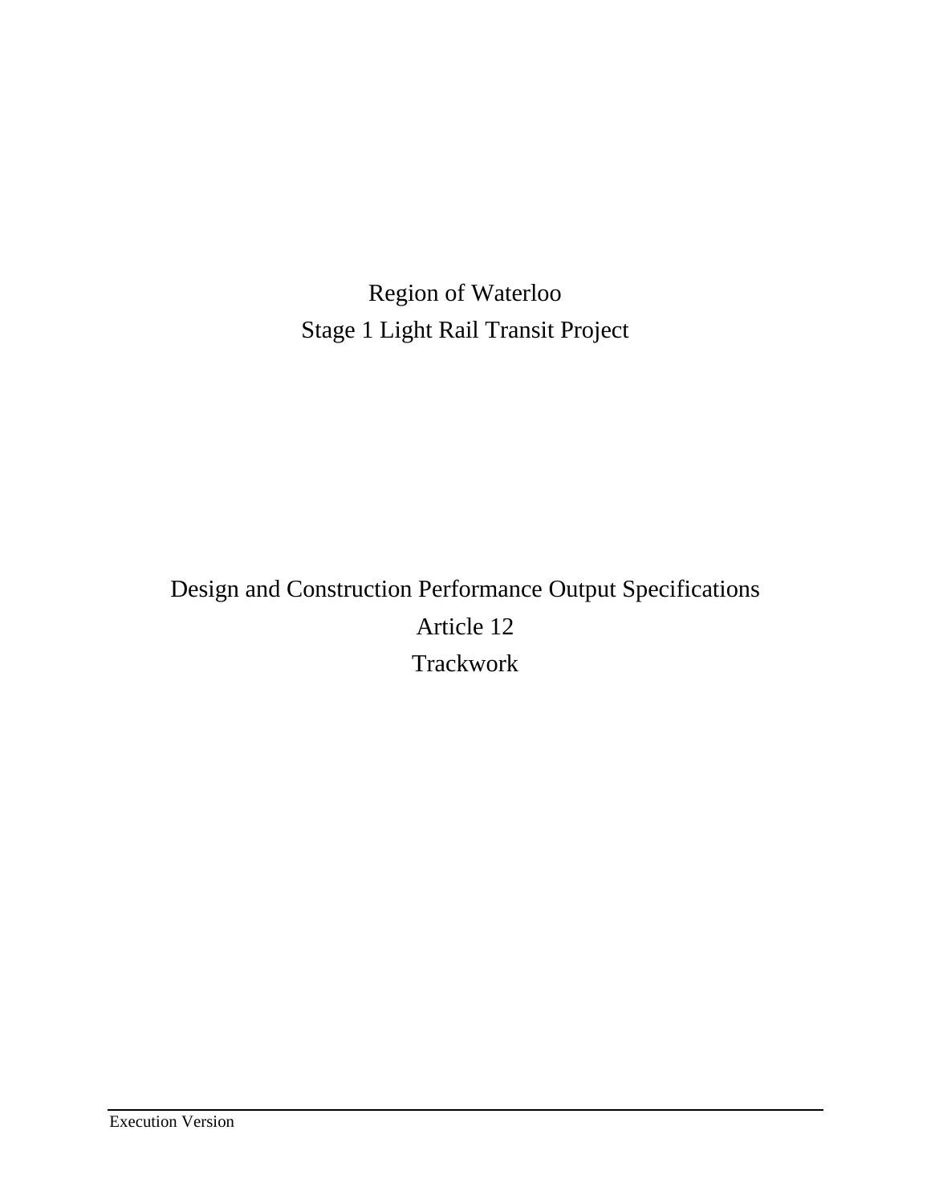# Region of Waterloo

# Stage 1 Light Rail Transit Project

## Design and Construction Performance Output Specifications

## Article 12

## Trackwork

Execution Version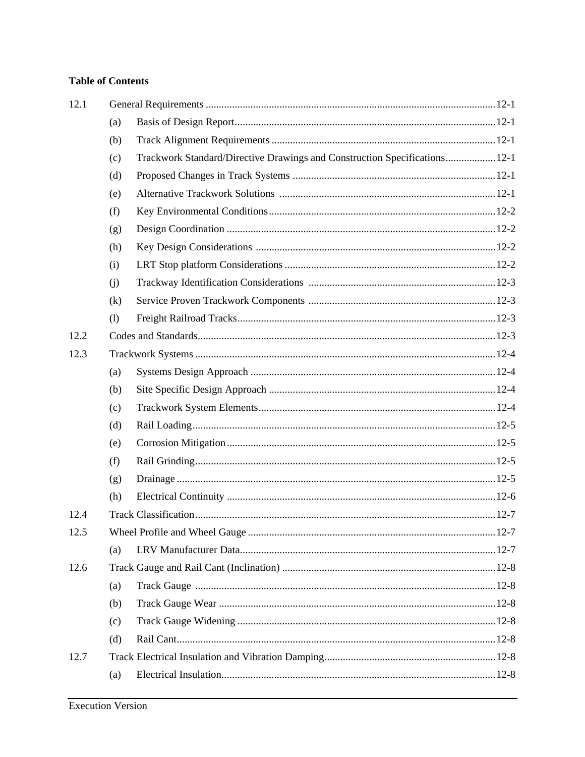**Table of Contents**

| | | | |
|---|---|---|---|
| 12.1 | General Requirements | | 12-1 |
| | (a) | Basis of Design Report | 12-1 |
| | (b) | Track Alignment Requirements | 12-1 |
| | (c) | Trackwork Standard/Directive Drawings and Construction Specifications | 12-1 |
| | (d) | Proposed Changes in Track Systems | 12-1 |
| | (e) | Alternative Trackwork Solutions | 12-1 |
| | (f) | Key Environmental Conditions | 12-2 |
| | (g) | Design Coordination | 12-2 |
| | (h) | Key Design Considerations | 12-2 |
| | (i) | LRT Stop platform Considerations | 12-2 |
| | (j) | Trackway Identification Considerations | 12-3 |
| | (k) | Service Proven Trackwork Components | 12-3 |
| | (l) | Freight Railroad Tracks | 12-3 |
| 12.2 | Codes and Standards | | 12-3 |
| 12.3 | Trackwork Systems | | 12-4 |
| | (a) | Systems Design Approach | 12-4 |
| | (b) | Site Specific Design Approach | 12-4 |
| | (c) | Trackwork System Elements | 12-4 |
| | (d) | Rail Loading | 12-5 |
| | (e) | Corrosion Mitigation | 12-5 |
| | (f) | Rail Grinding | 12-5 |
| | (g) | Drainage | 12-5 |
| | (h) | Electrical Continuity | 12-6 |
| 12.4 | Track Classification | | 12-7 |
| 12.5 | Wheel Profile and Wheel Gauge | | 12-7 |
| | (a) | LRV Manufacturer Data | 12-7 |
| 12.6 | Track Gauge and Rail Cant (Inclination) | | 12-8 |
| | (a) | Track Gauge | 12-8 |
| | (b) | Track Gauge Wear | 12-8 |
| | (c) | Track Gauge Widening | 12-8 |
| | (d) | Rail Cant | 12-8 |
| 12.7 | Track Electrical Insulation and Vibration Damping | | 12-8 |
| | (a) | Electrical Insulation | 12-8 |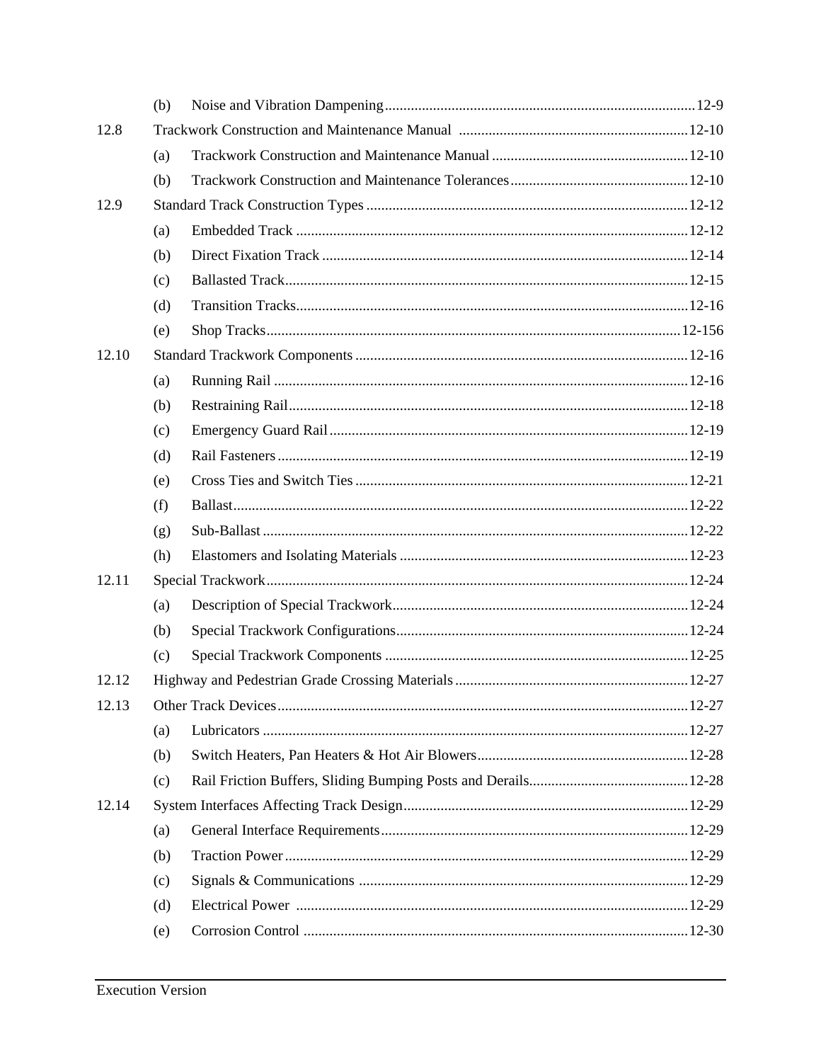(b) Noise and Vibration Dampening ........ 12-9

12.8 Trackwork Construction and Maintenance Manual ........ 12-10

(a) Trackwork Construction and Maintenance Manual ........ 12-10

(b) Trackwork Construction and Maintenance Tolerances ........ 12-10

12.9 Standard Track Construction Types ........ 12-12

(a) Embedded Track ........ 12-12

(b) Direct Fixation Track ........ 12-14

(c) Ballasted Track ........ 12-15

(d) Transition Tracks ........ 12-16

(e) Shop Tracks ........ 12-156

12.10 Standard Trackwork Components ........ 12-16

(a) Running Rail ........ 12-16

(b) Restraining Rail ........ 12-18

(c) Emergency Guard Rail ........ 12-19

(d) Rail Fasteners ........ 12-19

(e) Cross Ties and Switch Ties ........ 12-21

(f) Ballast ........ 12-22

(g) Sub-Ballast ........ 12-22

(h) Elastomers and Isolating Materials ........ 12-23

12.11 Special Trackwork ........ 12-24

(a) Description of Special Trackwork ........ 12-24

(b) Special Trackwork Configurations ........ 12-24

(c) Special Trackwork Components ........ 12-25

12.12 Highway and Pedestrian Grade Crossing Materials ........ 12-27

12.13 Other Track Devices ........ 12-27

(a) Lubricators ........ 12-27

(b) Switch Heaters, Pan Heaters & Hot Air Blowers ........ 12-28

(c) Rail Friction Buffers, Sliding Bumping Posts and Derails ........ 12-28

12.14 System Interfaces Affecting Track Design ........ 12-29

(a) General Interface Requirements ........ 12-29

(b) Traction Power ........ 12-29

(c) Signals & Communications ........ 12-29

(d) Electrical Power ........ 12-29

(e) Corrosion Control ........ 12-30

Execution Version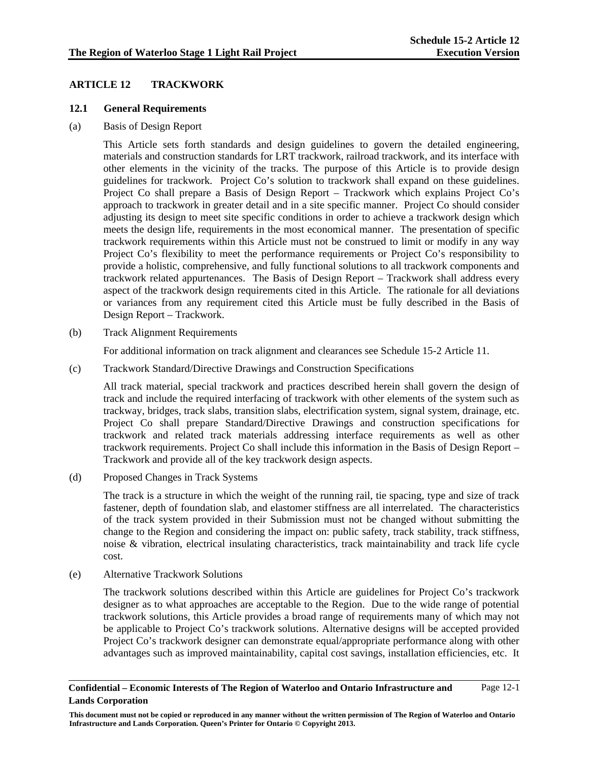## ARTICLE 12 TRACKWORK

### 12.1 General Requirements

(a) Basis of Design Report

This Article sets forth standards and design guidelines to govern the detailed engineering, materials and construction standards for LRT trackwork, railroad trackwork, and its interface with other elements in the vicinity of the tracks. The purpose of this Article is to provide design guidelines for trackwork. Project Co's solution to trackwork shall expand on these guidelines. Project Co shall prepare a Basis of Design Report – Trackwork which explains Project Co's approach to trackwork in greater detail and in a site specific manner. Project Co should consider adjusting its design to meet site specific conditions in order to achieve a trackwork design which meets the design life, requirements in the most economical manner. The presentation of specific trackwork requirements within this Article must not be construed to limit or modify in any way Project Co's flexibility to meet the performance requirements or Project Co's responsibility to provide a holistic, comprehensive, and fully functional solutions to all trackwork components and trackwork related appurtenances. The Basis of Design Report – Trackwork shall address every aspect of the trackwork design requirements cited in this Article. The rationale for all deviations or variances from any requirement cited this Article must be fully described in the Basis of Design Report – Trackwork.

(b) Track Alignment Requirements

For additional information on track alignment and clearances see Schedule 15-2 Article 11.

(c) Trackwork Standard/Directive Drawings and Construction Specifications

All track material, special trackwork and practices described herein shall govern the design of track and include the required interfacing of trackwork with other elements of the system such as trackway, bridges, track slabs, transition slabs, electrification system, signal system, drainage, etc. Project Co shall prepare Standard/Directive Drawings and construction specifications for trackwork and related track materials addressing interface requirements as well as other trackwork requirements. Project Co shall include this information in the Basis of Design Report – Trackwork and provide all of the key trackwork design aspects.

(d) Proposed Changes in Track Systems

The track is a structure in which the weight of the running rail, tie spacing, type and size of track fastener, depth of foundation slab, and elastomer stiffness are all interrelated. The characteristics of the track system provided in their Submission must not be changed without submitting the change to the Region and considering the impact on: public safety, track stability, track stiffness, noise & vibration, electrical insulating characteristics, track maintainability and track life cycle cost.

(e) Alternative Trackwork Solutions

The trackwork solutions described within this Article are guidelines for Project Co's trackwork designer as to what approaches are acceptable to the Region. Due to the wide range of potential trackwork solutions, this Article provides a broad range of requirements many of which may not be applicable to Project Co's trackwork solutions. Alternative designs will be accepted provided Project Co's trackwork designer can demonstrate equal/appropriate performance along with other advantages such as improved maintainability, capital cost savings, installation efficiencies, etc. It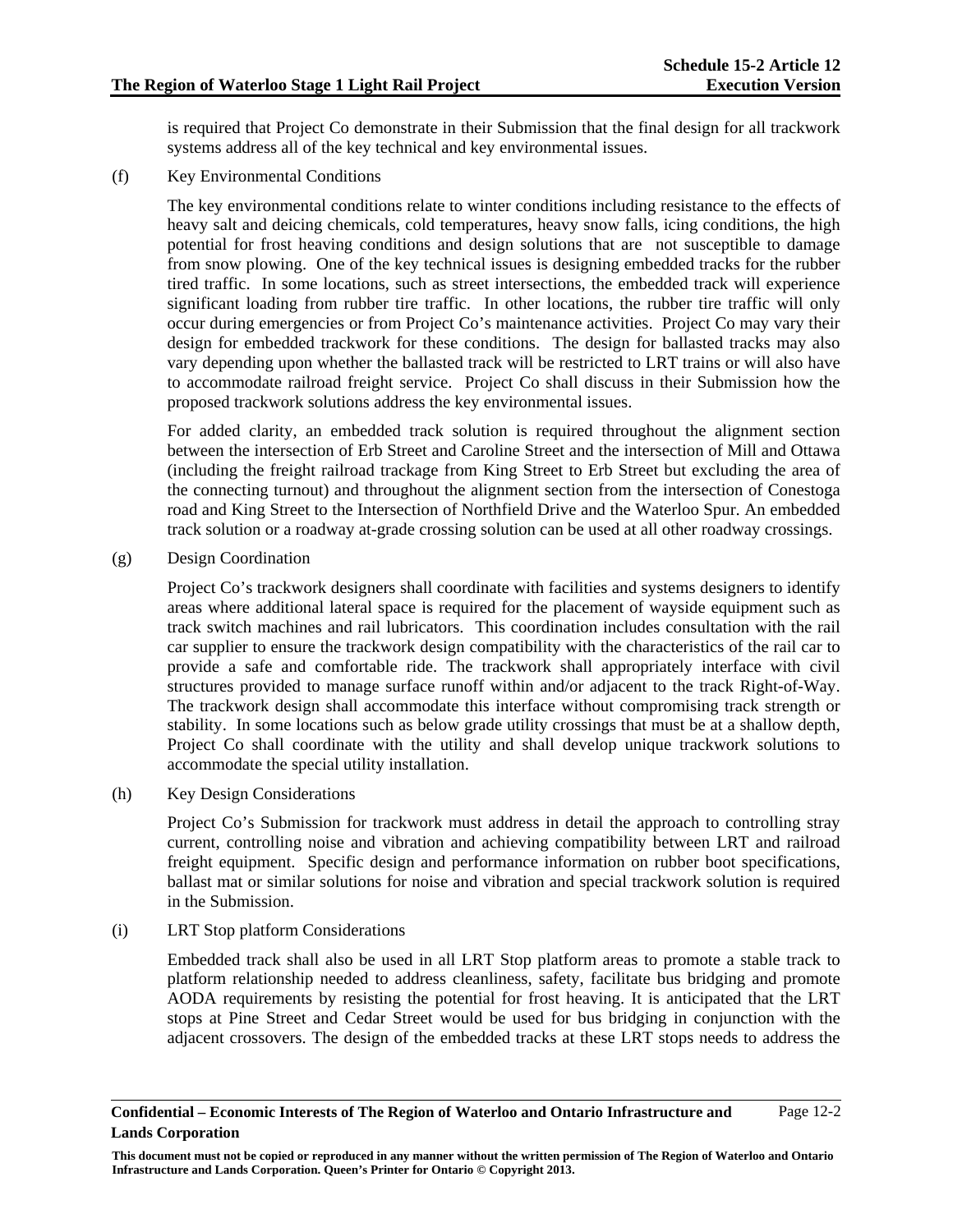is required that Project Co demonstrate in their Submission that the final design for all trackwork systems address all of the key technical and key environmental issues.

(f) Key Environmental Conditions

The key environmental conditions relate to winter conditions including resistance to the effects of heavy salt and deicing chemicals, cold temperatures, heavy snow falls, icing conditions, the high potential for frost heaving conditions and design solutions that are not susceptible to damage from snow plowing. One of the key technical issues is designing embedded tracks for the rubber tired traffic. In some locations, such as street intersections, the embedded track will experience significant loading from rubber tire traffic. In other locations, the rubber tire traffic will only occur during emergencies or from Project Co's maintenance activities. Project Co may vary their design for embedded trackwork for these conditions. The design for ballasted tracks may also vary depending upon whether the ballasted track will be restricted to LRT trains or will also have to accommodate railroad freight service. Project Co shall discuss in their Submission how the proposed trackwork solutions address the key environmental issues.

For added clarity, an embedded track solution is required throughout the alignment section between the intersection of Erb Street and Caroline Street and the intersection of Mill and Ottawa (including the freight railroad trackage from King Street to Erb Street but excluding the area of the connecting turnout) and throughout the alignment section from the intersection of Conestoga road and King Street to the Intersection of Northfield Drive and the Waterloo Spur. An embedded track solution or a roadway at-grade crossing solution can be used at all other roadway crossings.

(g) Design Coordination

Project Co's trackwork designers shall coordinate with facilities and systems designers to identify areas where additional lateral space is required for the placement of wayside equipment such as track switch machines and rail lubricators. This coordination includes consultation with the rail car supplier to ensure the trackwork design compatibility with the characteristics of the rail car to provide a safe and comfortable ride. The trackwork shall appropriately interface with civil structures provided to manage surface runoff within and/or adjacent to the track Right-of-Way. The trackwork design shall accommodate this interface without compromising track strength or stability. In some locations such as below grade utility crossings that must be at a shallow depth, Project Co shall coordinate with the utility and shall develop unique trackwork solutions to accommodate the special utility installation.

(h) Key Design Considerations

Project Co's Submission for trackwork must address in detail the approach to controlling stray current, controlling noise and vibration and achieving compatibility between LRT and railroad freight equipment. Specific design and performance information on rubber boot specifications, ballast mat or similar solutions for noise and vibration and special trackwork solution is required in the Submission.

(i) LRT Stop platform Considerations

Embedded track shall also be used in all LRT Stop platform areas to promote a stable track to platform relationship needed to address cleanliness, safety, facilitate bus bridging and promote AODA requirements by resisting the potential for frost heaving. It is anticipated that the LRT stops at Pine Street and Cedar Street would be used for bus bridging in conjunction with the adjacent crossovers. The design of the embedded tracks at these LRT stops needs to address the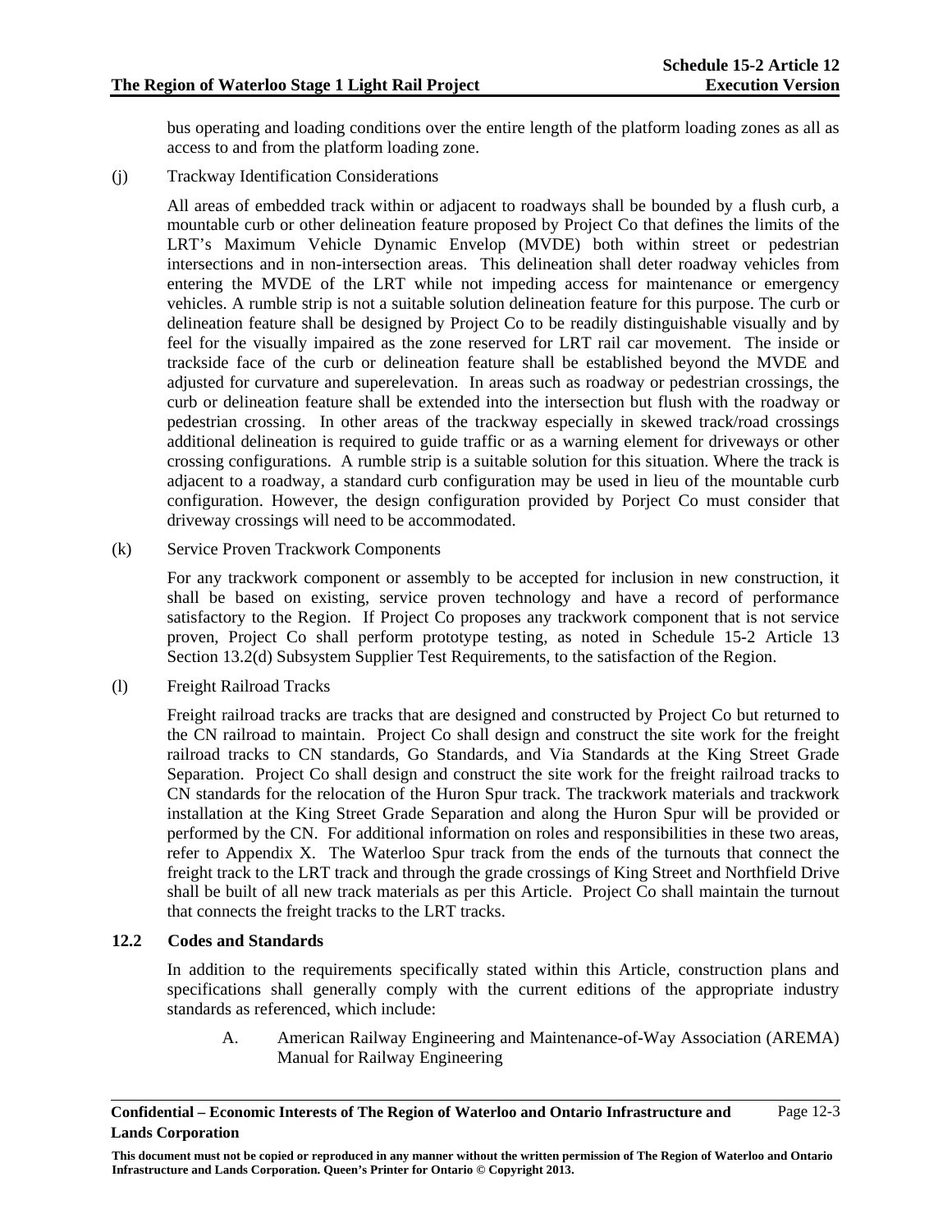bus operating and loading conditions over the entire length of the platform loading zones as all as access to and from the platform loading zone.

(j) Trackway Identification Considerations

All areas of embedded track within or adjacent to roadways shall be bounded by a flush curb, a mountable curb or other delineation feature proposed by Project Co that defines the limits of the LRT's Maximum Vehicle Dynamic Envelop (MVDE) both within street or pedestrian intersections and in non-intersection areas. This delineation shall deter roadway vehicles from entering the MVDE of the LRT while not impeding access for maintenance or emergency vehicles. A rumble strip is not a suitable solution delineation feature for this purpose. The curb or delineation feature shall be designed by Project Co to be readily distinguishable visually and by feel for the visually impaired as the zone reserved for LRT rail car movement. The inside or trackside face of the curb or delineation feature shall be established beyond the MVDE and adjusted for curvature and superelevation. In areas such as roadway or pedestrian crossings, the curb or delineation feature shall be extended into the intersection but flush with the roadway or pedestrian crossing. In other areas of the trackway especially in skewed track/road crossings additional delineation is required to guide traffic or as a warning element for driveways or other crossing configurations. A rumble strip is a suitable solution for this situation. Where the track is adjacent to a roadway, a standard curb configuration may be used in lieu of the mountable curb configuration. However, the design configuration provided by Porject Co must consider that driveway crossings will need to be accommodated.

(k) Service Proven Trackwork Components

For any trackwork component or assembly to be accepted for inclusion in new construction, it shall be based on existing, service proven technology and have a record of performance satisfactory to the Region. If Project Co proposes any trackwork component that is not service proven, Project Co shall perform prototype testing, as noted in Schedule 15-2 Article 13 Section 13.2(d) Subsystem Supplier Test Requirements, to the satisfaction of the Region.

(l) Freight Railroad Tracks

Freight railroad tracks are tracks that are designed and constructed by Project Co but returned to the CN railroad to maintain. Project Co shall design and construct the site work for the freight railroad tracks to CN standards, Go Standards, and Via Standards at the King Street Grade Separation. Project Co shall design and construct the site work for the freight railroad tracks to CN standards for the relocation of the Huron Spur track. The trackwork materials and trackwork installation at the King Street Grade Separation and along the Huron Spur will be provided or performed by the CN. For additional information on roles and responsibilities in these two areas, refer to Appendix X. The Waterloo Spur track from the ends of the turnouts that connect the freight track to the LRT track and through the grade crossings of King Street and Northfield Drive shall be built of all new track materials as per this Article. Project Co shall maintain the turnout that connects the freight tracks to the LRT tracks.

## 12.2 Codes and Standards

In addition to the requirements specifically stated within this Article, construction plans and specifications shall generally comply with the current editions of the appropriate industry standards as referenced, which include:

A. American Railway Engineering and Maintenance-of-Way Association (AREMA) Manual for Railway Engineering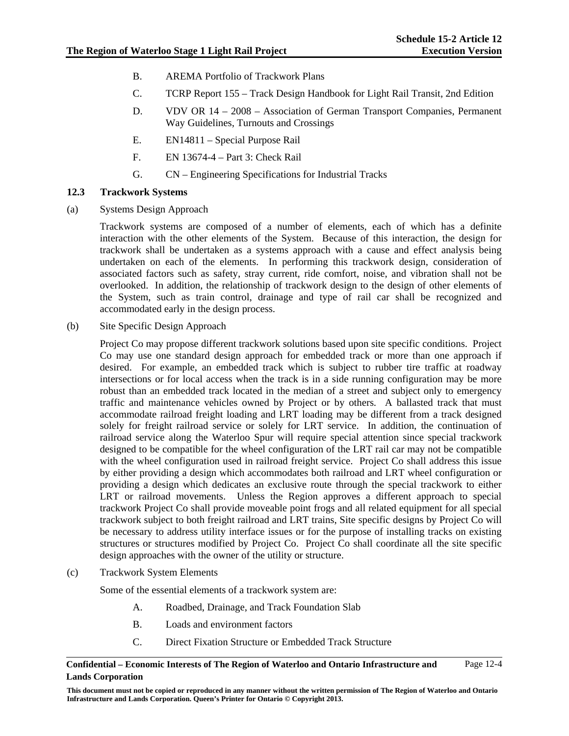B. AREMA Portfolio of Trackwork Plans

C. TCRP Report 155 – Track Design Handbook for Light Rail Transit, 2nd Edition

D. VDV OR 14 – 2008 – Association of German Transport Companies, Permanent Way Guidelines, Turnouts and Crossings

E. EN14811 – Special Purpose Rail

F. EN 13674-4 – Part 3: Check Rail

G. CN – Engineering Specifications for Industrial Tracks

## 12.3 Trackwork Systems

(a) Systems Design Approach

Trackwork systems are composed of a number of elements, each of which has a definite interaction with the other elements of the System. Because of this interaction, the design for trackwork shall be undertaken as a systems approach with a cause and effect analysis being undertaken on each of the elements. In performing this trackwork design, consideration of associated factors such as safety, stray current, ride comfort, noise, and vibration shall not be overlooked. In addition, the relationship of trackwork design to the design of other elements of the System, such as train control, drainage and type of rail car shall be recognized and accommodated early in the design process.

(b) Site Specific Design Approach

Project Co may propose different trackwork solutions based upon site specific conditions. Project Co may use one standard design approach for embedded track or more than one approach if desired. For example, an embedded track which is subject to rubber tire traffic at roadway intersections or for local access when the track is in a side running configuration may be more robust than an embedded track located in the median of a street and subject only to emergency traffic and maintenance vehicles owned by Project or by others. A ballasted track that must accommodate railroad freight loading and LRT loading may be different from a track designed solely for freight railroad service or solely for LRT service. In addition, the continuation of railroad service along the Waterloo Spur will require special attention since special trackwork designed to be compatible for the wheel configuration of the LRT rail car may not be compatible with the wheel configuration used in railroad freight service. Project Co shall address this issue by either providing a design which accommodates both railroad and LRT wheel configuration or providing a design which dedicates an exclusive route through the special trackwork to either LRT or railroad movements. Unless the Region approves a different approach to special trackwork Project Co shall provide moveable point frogs and all related equipment for all special trackwork subject to both freight railroad and LRT trains, Site specific designs by Project Co will be necessary to address utility interface issues or for the purpose of installing tracks on existing structures or structures modified by Project Co. Project Co shall coordinate all the site specific design approaches with the owner of the utility or structure.

(c) Trackwork System Elements

Some of the essential elements of a trackwork system are:

A. Roadbed, Drainage, and Track Foundation Slab

B. Loads and environment factors

C. Direct Fixation Structure or Embedded Track Structure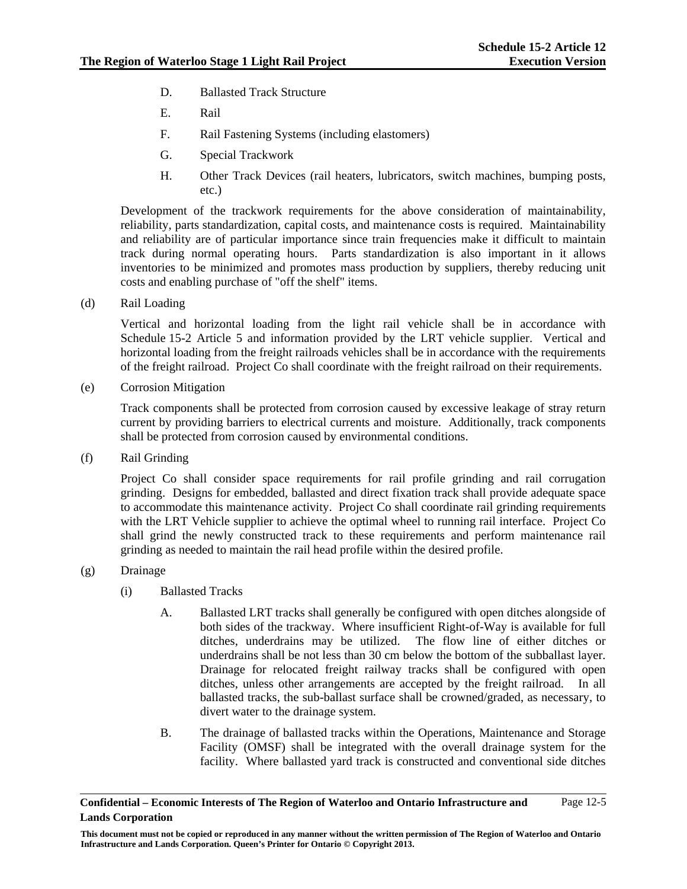D. Ballasted Track Structure

E. Rail

F. Rail Fastening Systems (including elastomers)

G. Special Trackwork

H. Other Track Devices (rail heaters, lubricators, switch machines, bumping posts, etc.)

Development of the trackwork requirements for the above consideration of maintainability, reliability, parts standardization, capital costs, and maintenance costs is required. Maintainability and reliability are of particular importance since train frequencies make it difficult to maintain track during normal operating hours. Parts standardization is also important in it allows inventories to be minimized and promotes mass production by suppliers, thereby reducing unit costs and enabling purchase of "off the shelf" items.

(d) Rail Loading

Vertical and horizontal loading from the light rail vehicle shall be in accordance with Schedule 15-2 Article 5 and information provided by the LRT vehicle supplier. Vertical and horizontal loading from the freight railroads vehicles shall be in accordance with the requirements of the freight railroad. Project Co shall coordinate with the freight railroad on their requirements.

(e) Corrosion Mitigation

Track components shall be protected from corrosion caused by excessive leakage of stray return current by providing barriers to electrical currents and moisture. Additionally, track components shall be protected from corrosion caused by environmental conditions.

(f) Rail Grinding

Project Co shall consider space requirements for rail profile grinding and rail corrugation grinding. Designs for embedded, ballasted and direct fixation track shall provide adequate space to accommodate this maintenance activity. Project Co shall coordinate rail grinding requirements with the LRT Vehicle supplier to achieve the optimal wheel to running rail interface. Project Co shall grind the newly constructed track to these requirements and perform maintenance rail grinding as needed to maintain the rail head profile within the desired profile.

(g) Drainage

(i) Ballasted Tracks

A. Ballasted LRT tracks shall generally be configured with open ditches alongside of both sides of the trackway. Where insufficient Right-of-Way is available for full ditches, underdrains may be utilized. The flow line of either ditches or underdrains shall be not less than 30 cm below the bottom of the subballast layer. Drainage for relocated freight railway tracks shall be configured with open ditches, unless other arrangements are accepted by the freight railroad. In all ballasted tracks, the sub-ballast surface shall be crowned/graded, as necessary, to divert water to the drainage system.

B. The drainage of ballasted tracks within the Operations, Maintenance and Storage Facility (OMSF) shall be integrated with the overall drainage system for the facility. Where ballasted yard track is constructed and conventional side ditches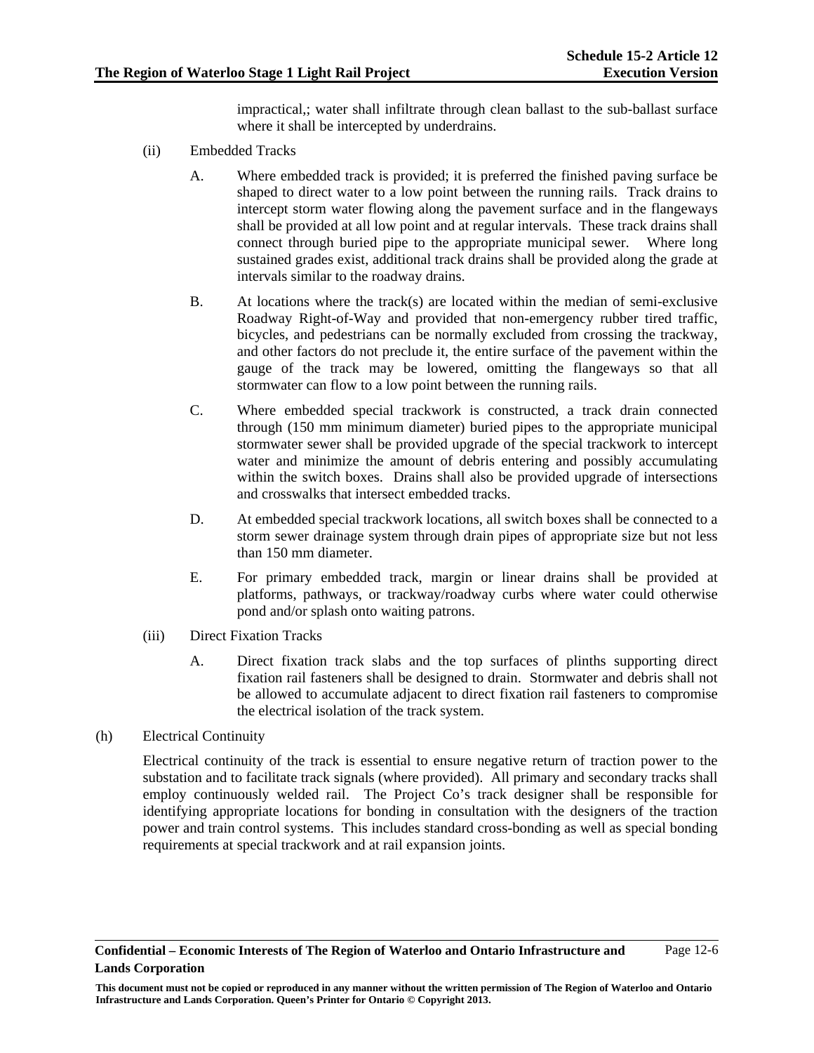impractical,; water shall infiltrate through clean ballast to the sub-ballast surface where it shall be intercepted by underdrains.

(ii) Embedded Tracks

A. Where embedded track is provided; it is preferred the finished paving surface be shaped to direct water to a low point between the running rails. Track drains to intercept storm water flowing along the pavement surface and in the flangeways shall be provided at all low point and at regular intervals. These track drains shall connect through buried pipe to the appropriate municipal sewer. Where long sustained grades exist, additional track drains shall be provided along the grade at intervals similar to the roadway drains.

B. At locations where the track(s) are located within the median of semi-exclusive Roadway Right-of-Way and provided that non-emergency rubber tired traffic, bicycles, and pedestrians can be normally excluded from crossing the trackway, and other factors do not preclude it, the entire surface of the pavement within the gauge of the track may be lowered, omitting the flangeways so that all stormwater can flow to a low point between the running rails.

C. Where embedded special trackwork is constructed, a track drain connected through (150 mm minimum diameter) buried pipes to the appropriate municipal stormwater sewer shall be provided upgrade of the special trackwork to intercept water and minimize the amount of debris entering and possibly accumulating within the switch boxes. Drains shall also be provided upgrade of intersections and crosswalks that intersect embedded tracks.

D. At embedded special trackwork locations, all switch boxes shall be connected to a storm sewer drainage system through drain pipes of appropriate size but not less than 150 mm diameter.

E. For primary embedded track, margin or linear drains shall be provided at platforms, pathways, or trackway/roadway curbs where water could otherwise pond and/or splash onto waiting patrons.

(iii) Direct Fixation Tracks

A. Direct fixation track slabs and the top surfaces of plinths supporting direct fixation rail fasteners shall be designed to drain. Stormwater and debris shall not be allowed to accumulate adjacent to direct fixation rail fasteners to compromise the electrical isolation of the track system.

(h) Electrical Continuity

Electrical continuity of the track is essential to ensure negative return of traction power to the substation and to facilitate track signals (where provided). All primary and secondary tracks shall employ continuously welded rail. The Project Co's track designer shall be responsible for identifying appropriate locations for bonding in consultation with the designers of the traction power and train control systems. This includes standard cross-bonding as well as special bonding requirements at special trackwork and at rail expansion joints.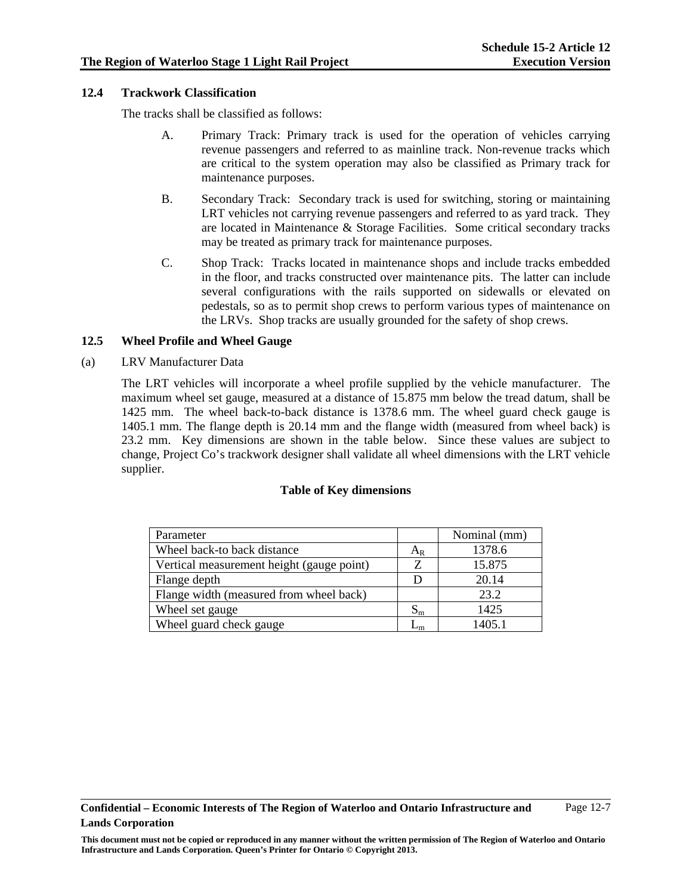### 12.4 Trackwork Classification

The tracks shall be classified as follows:

A. Primary Track: Primary track is used for the operation of vehicles carrying revenue passengers and referred to as mainline track. Non-revenue tracks which are critical to the system operation may also be classified as Primary track for maintenance purposes.

B. Secondary Track: Secondary track is used for switching, storing or maintaining LRT vehicles not carrying revenue passengers and referred to as yard track. They are located in Maintenance & Storage Facilities. Some critical secondary tracks may be treated as primary track for maintenance purposes.

C. Shop Track: Tracks located in maintenance shops and include tracks embedded in the floor, and tracks constructed over maintenance pits. The latter can include several configurations with the rails supported on sidewalls or elevated on pedestals, so as to permit shop crews to perform various types of maintenance on the LRVs. Shop tracks are usually grounded for the safety of shop crews.

### 12.5 Wheel Profile and Wheel Gauge

(a) LRV Manufacturer Data

The LRT vehicles will incorporate a wheel profile supplied by the vehicle manufacturer. The maximum wheel set gauge, measured at a distance of 15.875 mm below the tread datum, shall be 1425 mm. The wheel back-to-back distance is 1378.6 mm. The wheel guard check gauge is 1405.1 mm. The flange depth is 20.14 mm and the flange width (measured from wheel back) is 23.2 mm. Key dimensions are shown in the table below. Since these values are subject to change, Project Co's trackwork designer shall validate all wheel dimensions with the LRT vehicle supplier.

**Table of Key dimensions**

| Parameter | | Nominal (mm) |
|---|---|---|
| Wheel back-to back distance | $A_R$ | 1378.6 |
| Vertical measurement height (gauge point) | Z | 15.875 |
| Flange depth | D | 20.14 |
| Flange width (measured from wheel back) | | 23.2 |
| Wheel set gauge | $S_m$ | 1425 |
| Wheel guard check gauge | $L_m$ | 1405.1 |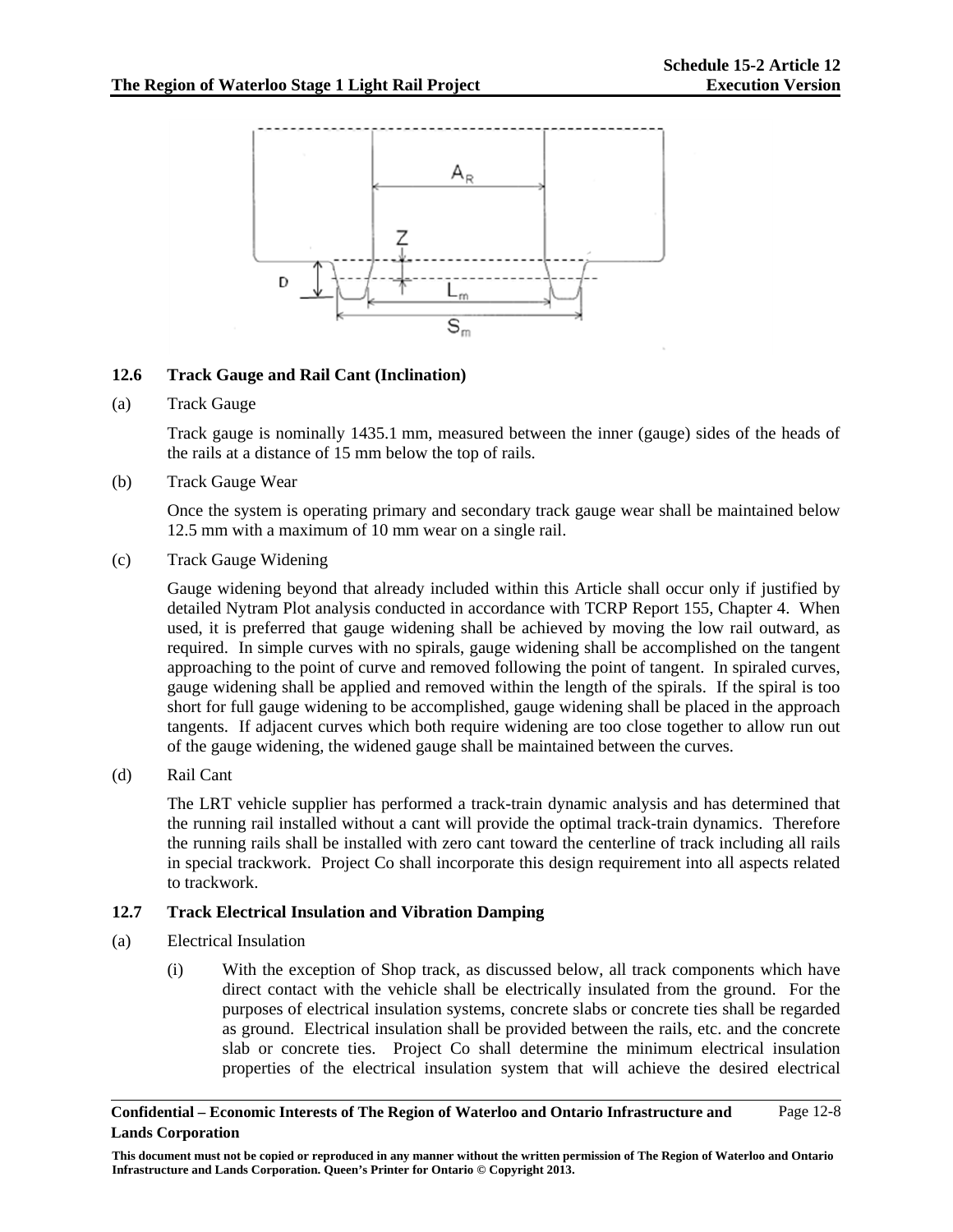## 12.6 Track Gauge and Rail Cant (Inclination)

(a) Track Gauge

Track gauge is nominally 1435.1 mm, measured between the inner (gauge) sides of the heads of the rails at a distance of 15 mm below the top of rails.

(b) Track Gauge Wear

Once the system is operating primary and secondary track gauge wear shall be maintained below 12.5 mm with a maximum of 10 mm wear on a single rail.

(c) Track Gauge Widening

Gauge widening beyond that already included within this Article shall occur only if justified by detailed Nytram Plot analysis conducted in accordance with TCRP Report 155, Chapter 4. When used, it is preferred that gauge widening shall be achieved by moving the low rail outward, as required. In simple curves with no spirals, gauge widening shall be accomplished on the tangent approaching to the point of curve and removed following the point of tangent. In spiraled curves, gauge widening shall be applied and removed within the length of the spirals. If the spiral is too short for full gauge widening to be accomplished, gauge widening shall be placed in the approach tangents. If adjacent curves which both require widening are too close together to allow run out of the gauge widening, the widened gauge shall be maintained between the curves.

(d) Rail Cant

The LRT vehicle supplier has performed a track-train dynamic analysis and has determined that the running rail installed without a cant will provide the optimal track-train dynamics. Therefore the running rails shall be installed with zero cant toward the centerline of track including all rails in special trackwork. Project Co shall incorporate this design requirement into all aspects related to trackwork.

## 12.7 Track Electrical Insulation and Vibration Damping

(a) Electrical Insulation

(i) With the exception of Shop track, as discussed below, all track components which have direct contact with the vehicle shall be electrically insulated from the ground. For the purposes of electrical insulation systems, concrete slabs or concrete ties shall be regarded as ground. Electrical insulation shall be provided between the rails, etc. and the concrete slab or concrete ties. Project Co shall determine the minimum electrical insulation properties of the electrical insulation system that will achieve the desired electrical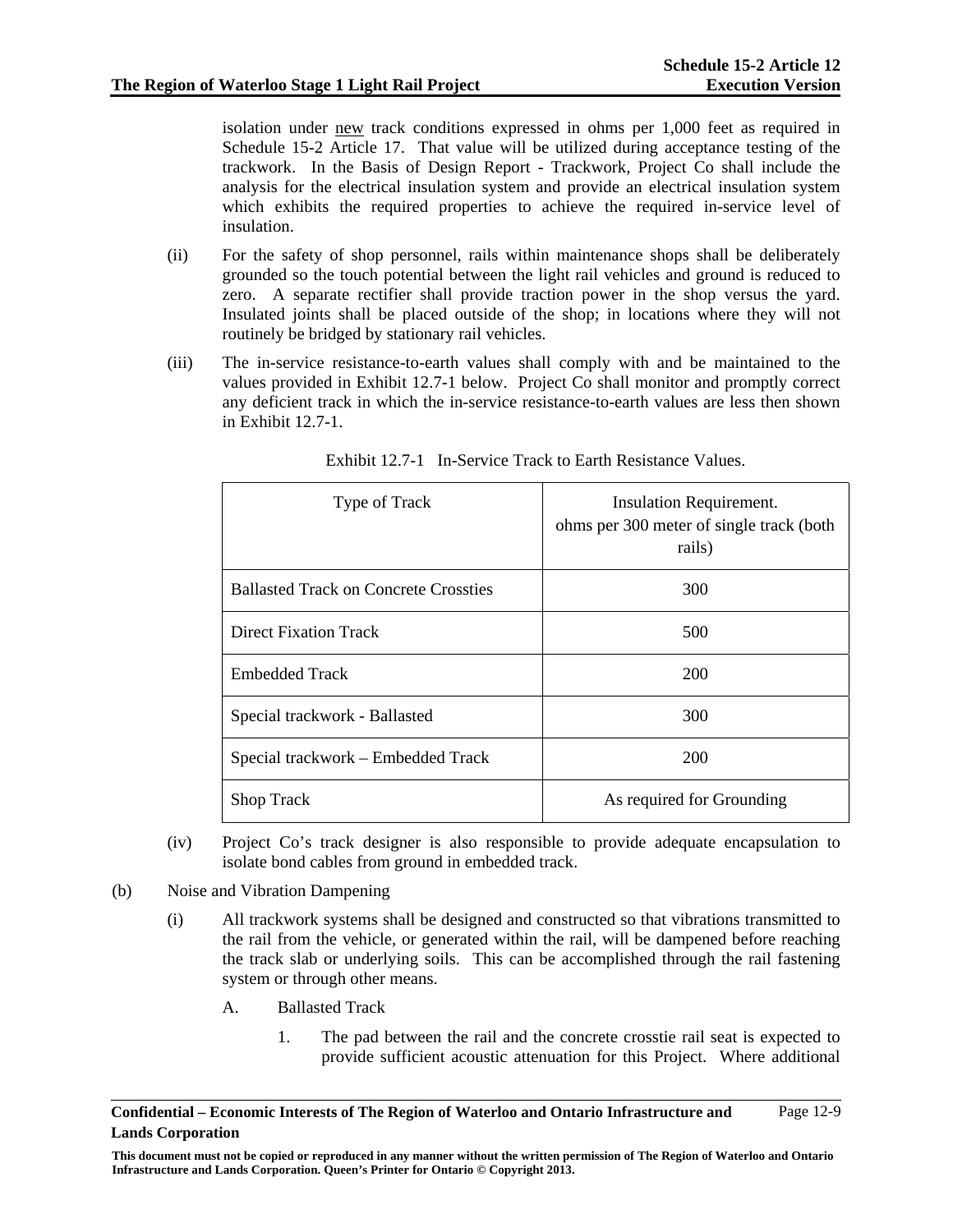isolation under new track conditions expressed in ohms per 1,000 feet as required in Schedule 15-2 Article 17. That value will be utilized during acceptance testing of the trackwork. In the Basis of Design Report - Trackwork, Project Co shall include the analysis for the electrical insulation system and provide an electrical insulation system which exhibits the required properties to achieve the required in-service level of insulation.

(ii) For the safety of shop personnel, rails within maintenance shops shall be deliberately grounded so the touch potential between the light rail vehicles and ground is reduced to zero. A separate rectifier shall provide traction power in the shop versus the yard. Insulated joints shall be placed outside of the shop; in locations where they will not routinely be bridged by stationary rail vehicles.

(iii) The in-service resistance-to-earth values shall comply with and be maintained to the values provided in Exhibit 12.7-1 below. Project Co shall monitor and promptly correct any deficient track in which the in-service resistance-to-earth values are less then shown in Exhibit 12.7-1.

Exhibit 12.7-1 In-Service Track to Earth Resistance Values.

| Type of Track | Insulation Requirement. ohms per 300 meter of single track (both rails) |
|---|---|
| Ballasted Track on Concrete Crossties | 300 |
| Direct Fixation Track | 500 |
| Embedded Track | 200 |
| Special trackwork - Ballasted | 300 |
| Special trackwork – Embedded Track | 200 |
| Shop Track | As required for Grounding |

(iv) Project Co's track designer is also responsible to provide adequate encapsulation to isolate bond cables from ground in embedded track.

(b) Noise and Vibration Dampening

(i) All trackwork systems shall be designed and constructed so that vibrations transmitted to the rail from the vehicle, or generated within the rail, will be dampened before reaching the track slab or underlying soils. This can be accomplished through the rail fastening system or through other means.

A. Ballasted Track

1. The pad between the rail and the concrete crosstie rail seat is expected to provide sufficient acoustic attenuation for this Project. Where additional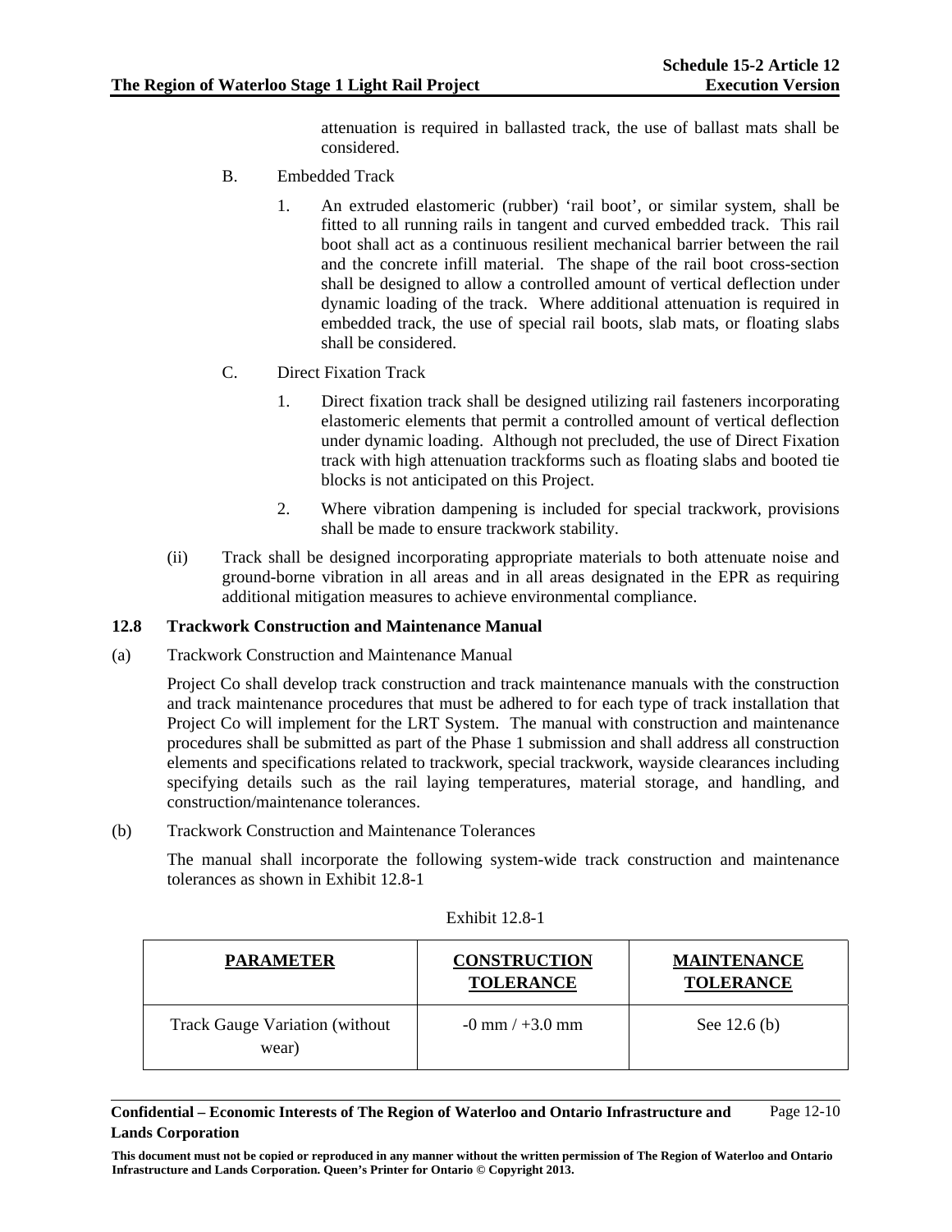attenuation is required in ballasted track, the use of ballast mats shall be considered.

B. Embedded Track

1. An extruded elastomeric (rubber) 'rail boot', or similar system, shall be fitted to all running rails in tangent and curved embedded track. This rail boot shall act as a continuous resilient mechanical barrier between the rail and the concrete infill material. The shape of the rail boot cross-section shall be designed to allow a controlled amount of vertical deflection under dynamic loading of the track. Where additional attenuation is required in embedded track, the use of special rail boots, slab mats, or floating slabs shall be considered.

C. Direct Fixation Track

1. Direct fixation track shall be designed utilizing rail fasteners incorporating elastomeric elements that permit a controlled amount of vertical deflection under dynamic loading. Although not precluded, the use of Direct Fixation track with high attenuation trackforms such as floating slabs and booted tie blocks is not anticipated on this Project.

2. Where vibration dampening is included for special trackwork, provisions shall be made to ensure trackwork stability.

(ii) Track shall be designed incorporating appropriate materials to both attenuate noise and ground-borne vibration in all areas and in all areas designated in the EPR as requiring additional mitigation measures to achieve environmental compliance.

## 12.8 Trackwork Construction and Maintenance Manual

(a) Trackwork Construction and Maintenance Manual

Project Co shall develop track construction and track maintenance manuals with the construction and track maintenance procedures that must be adhered to for each type of track installation that Project Co will implement for the LRT System. The manual with construction and maintenance procedures shall be submitted as part of the Phase 1 submission and shall address all construction elements and specifications related to trackwork, special trackwork, wayside clearances including specifying details such as the rail laying temperatures, material storage, and handling, and construction/maintenance tolerances.

(b) Trackwork Construction and Maintenance Tolerances

The manual shall incorporate the following system-wide track construction and maintenance tolerances as shown in Exhibit 12.8-1

Exhibit 12.8-1

| PARAMETER | CONSTRUCTION TOLERANCE | MAINTENANCE TOLERANCE |
|---|---|---|
| Track Gauge Variation (without wear) | -0 mm / +3.0 mm | See 12.6 (b) |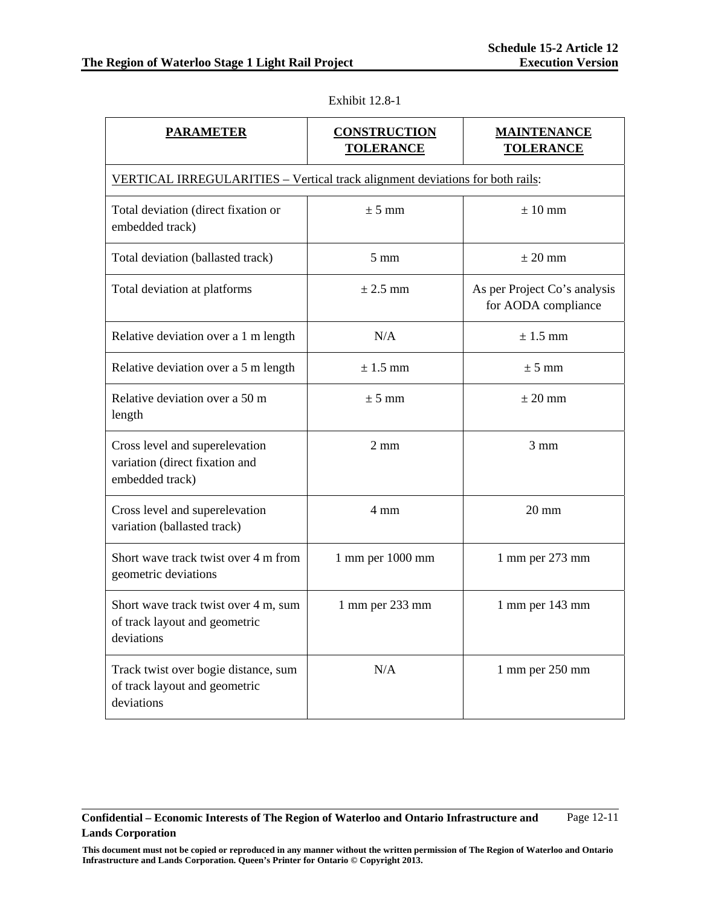Exhibit 12.8-1

| PARAMETER | CONSTRUCTION TOLERANCE | MAINTENANCE TOLERANCE |
|---|---|---|
| VERTICAL IRREGULARITIES – Vertical track alignment deviations for both rails: | | |
| Total deviation (direct fixation or embedded track) | ± 5 mm | ± 10 mm |
| Total deviation (ballasted track) | 5 mm | ± 20 mm |
| Total deviation at platforms | ± 2.5 mm | As per Project Co's analysis for AODA compliance |
| Relative deviation over a 1 m length | N/A | ± 1.5 mm |
| Relative deviation over a 5 m length | ± 1.5 mm | ± 5 mm |
| Relative deviation over a 50 m length | ± 5 mm | ± 20 mm |
| Cross level and superelevation variation (direct fixation and embedded track) | 2 mm | 3 mm |
| Cross level and superelevation variation (ballasted track) | 4 mm | 20 mm |
| Short wave track twist over 4 m from geometric deviations | 1 mm per 1000 mm | 1 mm per 273 mm |
| Short wave track twist over 4 m, sum of track layout and geometric deviations | 1 mm per 233 mm | 1 mm per 143 mm |
| Track twist over bogie distance, sum of track layout and geometric deviations | N/A | 1 mm per 250 mm |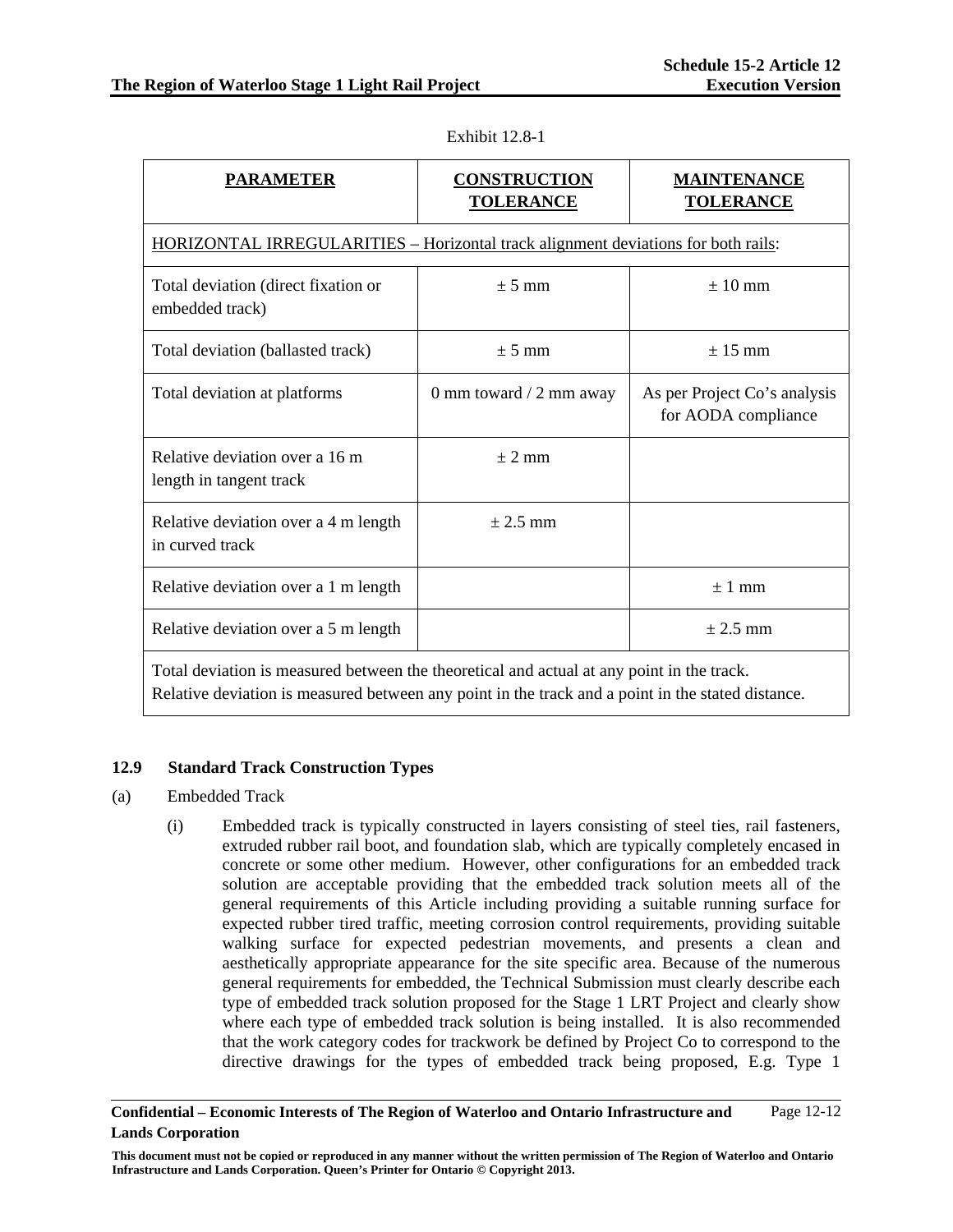Exhibit 12.8-1

| PARAMETER | CONSTRUCTION TOLERANCE | MAINTENANCE TOLERANCE |
|---|---|---|
| HORIZONTAL IRREGULARITIES – Horizontal track alignment deviations for both rails: | | |
| Total deviation (direct fixation or embedded track) | ± 5 mm | ± 10 mm |
| Total deviation (ballasted track) | ± 5 mm | ± 15 mm |
| Total deviation at platforms | 0 mm toward / 2 mm away | As per Project Co's analysis for AODA compliance |
| Relative deviation over a 16 m length in tangent track | ± 2 mm | |
| Relative deviation over a 4 m length in curved track | ± 2.5 mm | |
| Relative deviation over a 1 m length | | ± 1 mm |
| Relative deviation over a 5 m length | | ± 2.5 mm |
| Total deviation is measured between the theoretical and actual at any point in the track. Relative deviation is measured between any point in the track and a point in the stated distance. | | |

### 12.9 Standard Track Construction Types

(a) Embedded Track

(i) Embedded track is typically constructed in layers consisting of steel ties, rail fasteners, extruded rubber rail boot, and foundation slab, which are typically completely encased in concrete or some other medium. However, other configurations for an embedded track solution are acceptable providing that the embedded track solution meets all of the general requirements of this Article including providing a suitable running surface for expected rubber tired traffic, meeting corrosion control requirements, providing suitable walking surface for expected pedestrian movements, and presents a clean and aesthetically appropriate appearance for the site specific area. Because of the numerous general requirements for embedded, the Technical Submission must clearly describe each type of embedded track solution proposed for the Stage 1 LRT Project and clearly show where each type of embedded track solution is being installed. It is also recommended that the work category codes for trackwork be defined by Project Co to correspond to the directive drawings for the types of embedded track being proposed, E.g. Type 1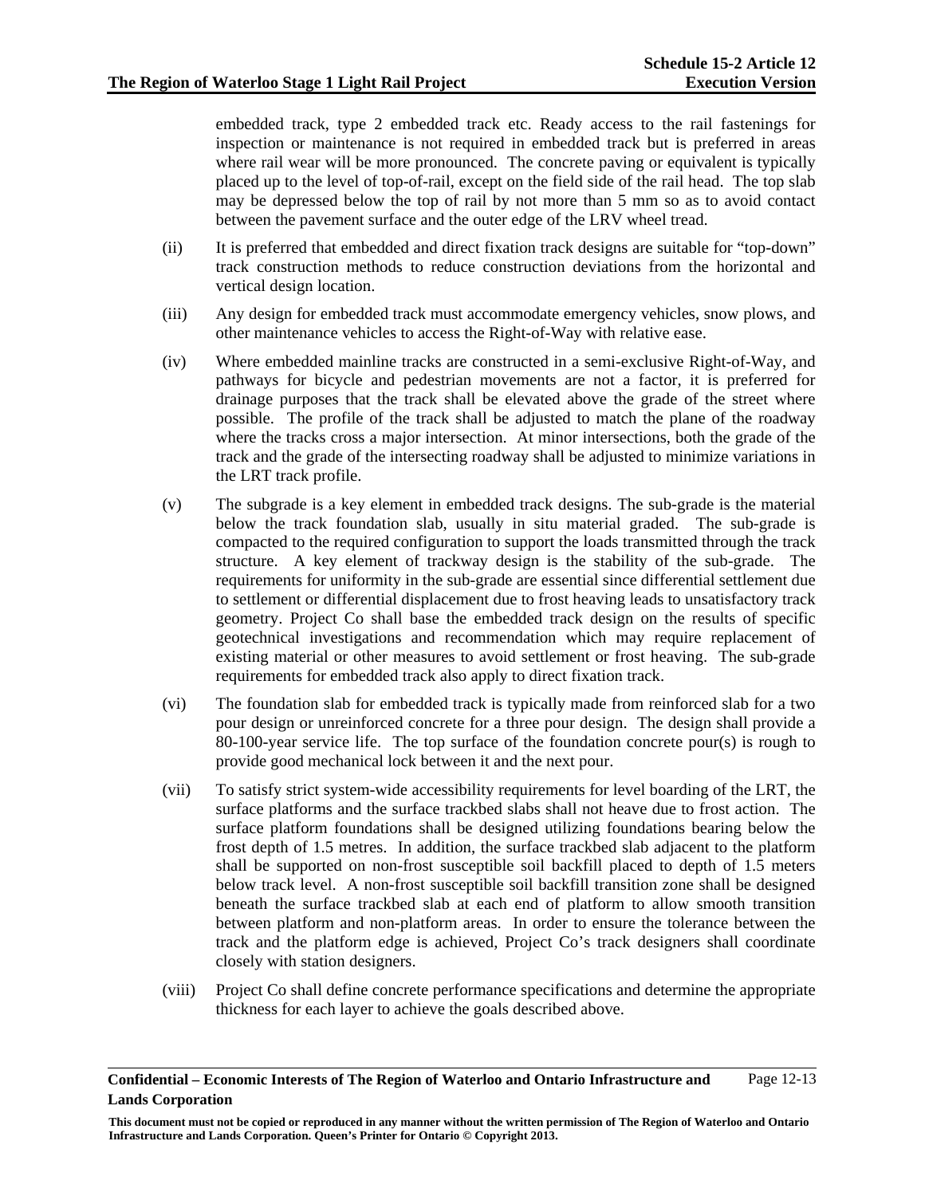embedded track, type 2 embedded track etc. Ready access to the rail fastenings for inspection or maintenance is not required in embedded track but is preferred in areas where rail wear will be more pronounced. The concrete paving or equivalent is typically placed up to the level of top-of-rail, except on the field side of the rail head. The top slab may be depressed below the top of rail by not more than 5 mm so as to avoid contact between the pavement surface and the outer edge of the LRV wheel tread.

(ii) It is preferred that embedded and direct fixation track designs are suitable for "top-down" track construction methods to reduce construction deviations from the horizontal and vertical design location.

(iii) Any design for embedded track must accommodate emergency vehicles, snow plows, and other maintenance vehicles to access the Right-of-Way with relative ease.

(iv) Where embedded mainline tracks are constructed in a semi-exclusive Right-of-Way, and pathways for bicycle and pedestrian movements are not a factor, it is preferred for drainage purposes that the track shall be elevated above the grade of the street where possible. The profile of the track shall be adjusted to match the plane of the roadway where the tracks cross a major intersection. At minor intersections, both the grade of the track and the grade of the intersecting roadway shall be adjusted to minimize variations in the LRT track profile.

(v) The subgrade is a key element in embedded track designs. The sub-grade is the material below the track foundation slab, usually in situ material graded. The sub-grade is compacted to the required configuration to support the loads transmitted through the track structure. A key element of trackway design is the stability of the sub-grade. The requirements for uniformity in the sub-grade are essential since differential settlement due to settlement or differential displacement due to frost heaving leads to unsatisfactory track geometry. Project Co shall base the embedded track design on the results of specific geotechnical investigations and recommendation which may require replacement of existing material or other measures to avoid settlement or frost heaving. The sub-grade requirements for embedded track also apply to direct fixation track.

(vi) The foundation slab for embedded track is typically made from reinforced slab for a two pour design or unreinforced concrete for a three pour design. The design shall provide a 80-100-year service life. The top surface of the foundation concrete pour(s) is rough to provide good mechanical lock between it and the next pour.

(vii) To satisfy strict system-wide accessibility requirements for level boarding of the LRT, the surface platforms and the surface trackbed slabs shall not heave due to frost action. The surface platform foundations shall be designed utilizing foundations bearing below the frost depth of 1.5 metres. In addition, the surface trackbed slab adjacent to the platform shall be supported on non-frost susceptible soil backfill placed to depth of 1.5 meters below track level. A non-frost susceptible soil backfill transition zone shall be designed beneath the surface trackbed slab at each end of platform to allow smooth transition between platform and non-platform areas. In order to ensure the tolerance between the track and the platform edge is achieved, Project Co's track designers shall coordinate closely with station designers.

(viii) Project Co shall define concrete performance specifications and determine the appropriate thickness for each layer to achieve the goals described above.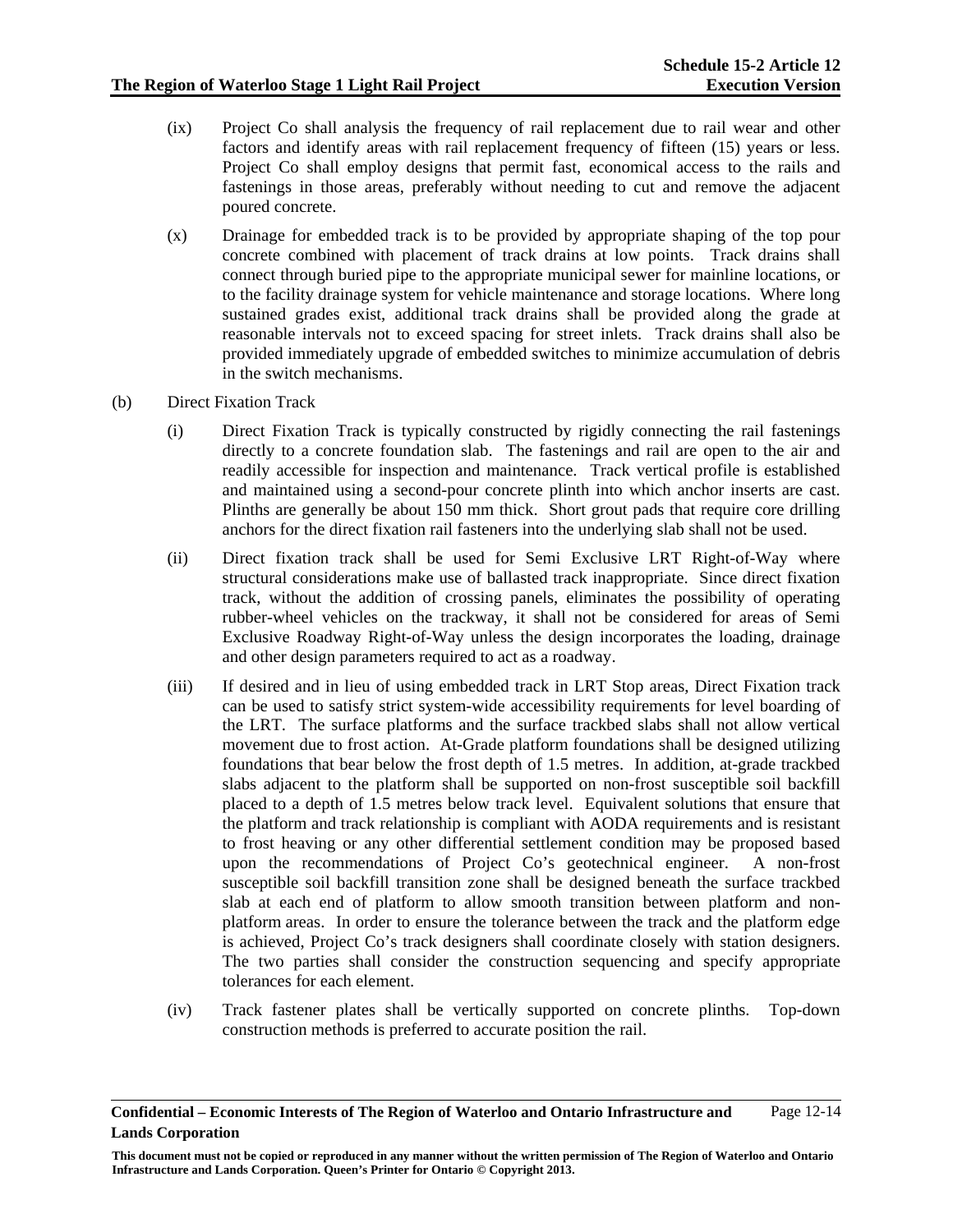(ix) Project Co shall analysis the frequency of rail replacement due to rail wear and other factors and identify areas with rail replacement frequency of fifteen (15) years or less. Project Co shall employ designs that permit fast, economical access to the rails and fastenings in those areas, preferably without needing to cut and remove the adjacent poured concrete.

(x) Drainage for embedded track is to be provided by appropriate shaping of the top pour concrete combined with placement of track drains at low points. Track drains shall connect through buried pipe to the appropriate municipal sewer for mainline locations, or to the facility drainage system for vehicle maintenance and storage locations. Where long sustained grades exist, additional track drains shall be provided along the grade at reasonable intervals not to exceed spacing for street inlets. Track drains shall also be provided immediately upgrade of embedded switches to minimize accumulation of debris in the switch mechanisms.

(b) Direct Fixation Track

(i) Direct Fixation Track is typically constructed by rigidly connecting the rail fastenings directly to a concrete foundation slab. The fastenings and rail are open to the air and readily accessible for inspection and maintenance. Track vertical profile is established and maintained using a second-pour concrete plinth into which anchor inserts are cast. Plinths are generally be about 150 mm thick. Short grout pads that require core drilling anchors for the direct fixation rail fasteners into the underlying slab shall not be used.

(ii) Direct fixation track shall be used for Semi Exclusive LRT Right-of-Way where structural considerations make use of ballasted track inappropriate. Since direct fixation track, without the addition of crossing panels, eliminates the possibility of operating rubber-wheel vehicles on the trackway, it shall not be considered for areas of Semi Exclusive Roadway Right-of-Way unless the design incorporates the loading, drainage and other design parameters required to act as a roadway.

(iii) If desired and in lieu of using embedded track in LRT Stop areas, Direct Fixation track can be used to satisfy strict system-wide accessibility requirements for level boarding of the LRT. The surface platforms and the surface trackbed slabs shall not allow vertical movement due to frost action. At-Grade platform foundations shall be designed utilizing foundations that bear below the frost depth of 1.5 metres. In addition, at-grade trackbed slabs adjacent to the platform shall be supported on non-frost susceptible soil backfill placed to a depth of 1.5 metres below track level. Equivalent solutions that ensure that the platform and track relationship is compliant with AODA requirements and is resistant to frost heaving or any other differential settlement condition may be proposed based upon the recommendations of Project Co's geotechnical engineer. A non-frost susceptible soil backfill transition zone shall be designed beneath the surface trackbed slab at each end of platform to allow smooth transition between platform and non-platform areas. In order to ensure the tolerance between the track and the platform edge is achieved, Project Co's track designers shall coordinate closely with station designers. The two parties shall consider the construction sequencing and specify appropriate tolerances for each element.

(iv) Track fastener plates shall be vertically supported on concrete plinths. Top-down construction methods is preferred to accurate position the rail.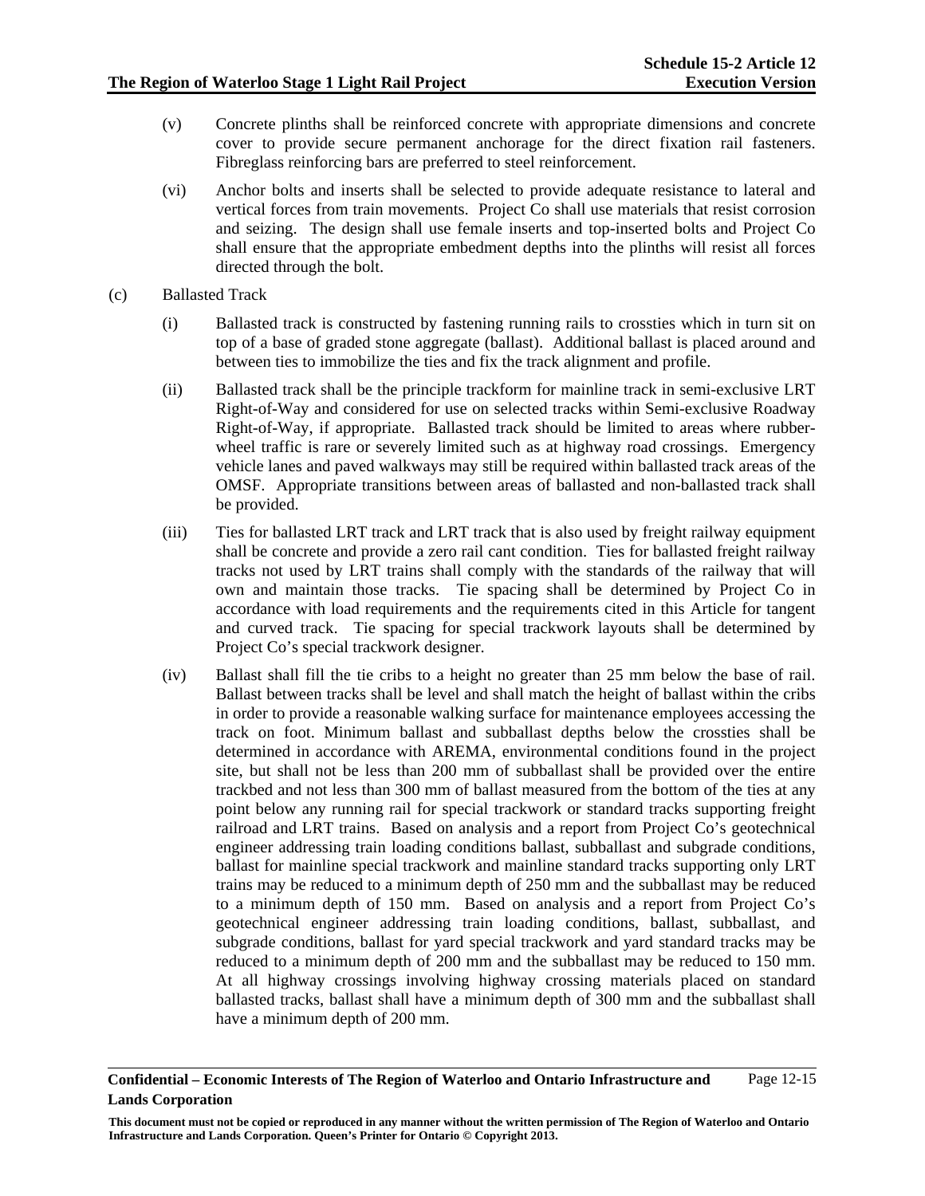(v) Concrete plinths shall be reinforced concrete with appropriate dimensions and concrete cover to provide secure permanent anchorage for the direct fixation rail fasteners. Fibreglass reinforcing bars are preferred to steel reinforcement.

(vi) Anchor bolts and inserts shall be selected to provide adequate resistance to lateral and vertical forces from train movements. Project Co shall use materials that resist corrosion and seizing. The design shall use female inserts and top-inserted bolts and Project Co shall ensure that the appropriate embedment depths into the plinths will resist all forces directed through the bolt.

(c) Ballasted Track

(i) Ballasted track is constructed by fastening running rails to crossties which in turn sit on top of a base of graded stone aggregate (ballast). Additional ballast is placed around and between ties to immobilize the ties and fix the track alignment and profile.

(ii) Ballasted track shall be the principle trackform for mainline track in semi-exclusive LRT Right-of-Way and considered for use on selected tracks within Semi-exclusive Roadway Right-of-Way, if appropriate. Ballasted track should be limited to areas where rubber-wheel traffic is rare or severely limited such as at highway road crossings. Emergency vehicle lanes and paved walkways may still be required within ballasted track areas of the OMSF. Appropriate transitions between areas of ballasted and non-ballasted track shall be provided.

(iii) Ties for ballasted LRT track and LRT track that is also used by freight railway equipment shall be concrete and provide a zero rail cant condition. Ties for ballasted freight railway tracks not used by LRT trains shall comply with the standards of the railway that will own and maintain those tracks. Tie spacing shall be determined by Project Co in accordance with load requirements and the requirements cited in this Article for tangent and curved track. Tie spacing for special trackwork layouts shall be determined by Project Co's special trackwork designer.

(iv) Ballast shall fill the tie cribs to a height no greater than 25 mm below the base of rail. Ballast between tracks shall be level and shall match the height of ballast within the cribs in order to provide a reasonable walking surface for maintenance employees accessing the track on foot. Minimum ballast and subballast depths below the crossties shall be determined in accordance with AREMA, environmental conditions found in the project site, but shall not be less than 200 mm of subballast shall be provided over the entire trackbed and not less than 300 mm of ballast measured from the bottom of the ties at any point below any running rail for special trackwork or standard tracks supporting freight railroad and LRT trains. Based on analysis and a report from Project Co's geotechnical engineer addressing train loading conditions ballast, subballast and subgrade conditions, ballast for mainline special trackwork and mainline standard tracks supporting only LRT trains may be reduced to a minimum depth of 250 mm and the subballast may be reduced to a minimum depth of 150 mm. Based on analysis and a report from Project Co's geotechnical engineer addressing train loading conditions, ballast, subballast, and subgrade conditions, ballast for yard special trackwork and yard standard tracks may be reduced to a minimum depth of 200 mm and the subballast may be reduced to 150 mm. At all highway crossings involving highway crossing materials placed on standard ballasted tracks, ballast shall have a minimum depth of 300 mm and the subballast shall have a minimum depth of 200 mm.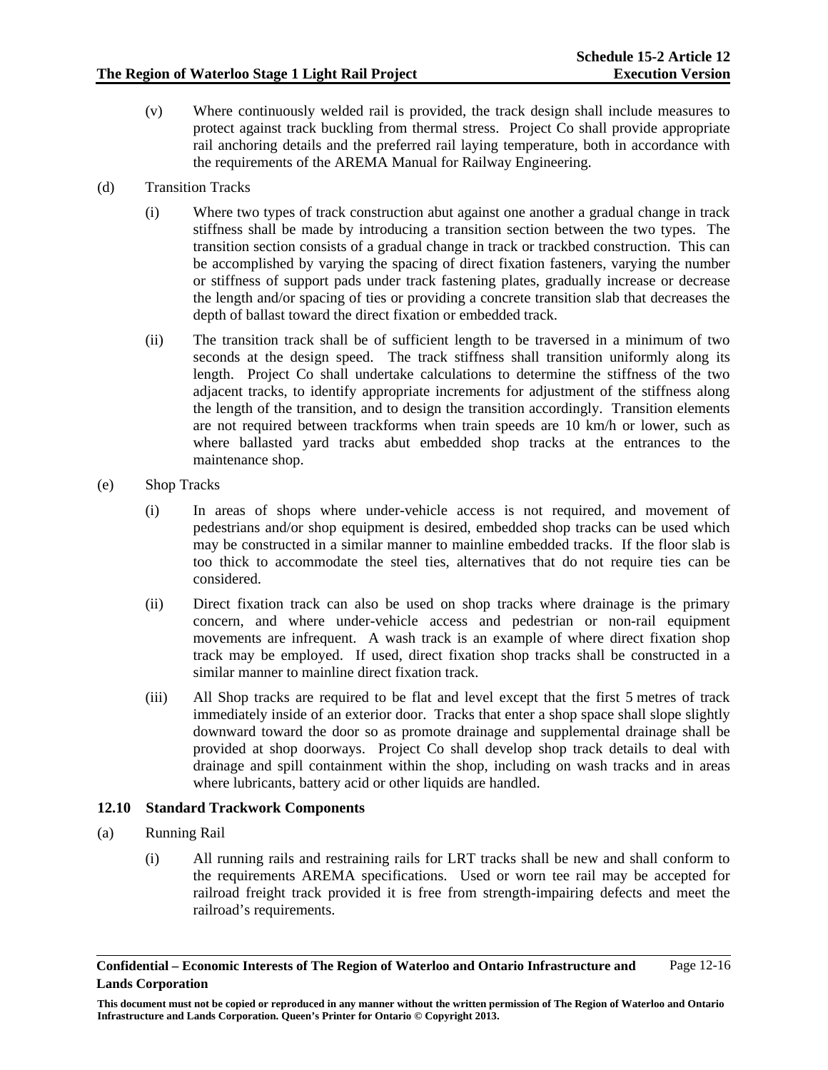(v) Where continuously welded rail is provided, the track design shall include measures to protect against track buckling from thermal stress. Project Co shall provide appropriate rail anchoring details and the preferred rail laying temperature, both in accordance with the requirements of the AREMA Manual for Railway Engineering.

(d) Transition Tracks

(i) Where two types of track construction abut against one another a gradual change in track stiffness shall be made by introducing a transition section between the two types. The transition section consists of a gradual change in track or trackbed construction. This can be accomplished by varying the spacing of direct fixation fasteners, varying the number or stiffness of support pads under track fastening plates, gradually increase or decrease the length and/or spacing of ties or providing a concrete transition slab that decreases the depth of ballast toward the direct fixation or embedded track.

(ii) The transition track shall be of sufficient length to be traversed in a minimum of two seconds at the design speed. The track stiffness shall transition uniformly along its length. Project Co shall undertake calculations to determine the stiffness of the two adjacent tracks, to identify appropriate increments for adjustment of the stiffness along the length of the transition, and to design the transition accordingly. Transition elements are not required between trackforms when train speeds are 10 km/h or lower, such as where ballasted yard tracks abut embedded shop tracks at the entrances to the maintenance shop.

(e) Shop Tracks

(i) In areas of shops where under-vehicle access is not required, and movement of pedestrians and/or shop equipment is desired, embedded shop tracks can be used which may be constructed in a similar manner to mainline embedded tracks. If the floor slab is too thick to accommodate the steel ties, alternatives that do not require ties can be considered.

(ii) Direct fixation track can also be used on shop tracks where drainage is the primary concern, and where under-vehicle access and pedestrian or non-rail equipment movements are infrequent. A wash track is an example of where direct fixation shop track may be employed. If used, direct fixation shop tracks shall be constructed in a similar manner to mainline direct fixation track.

(iii) All Shop tracks are required to be flat and level except that the first 5 metres of track immediately inside of an exterior door. Tracks that enter a shop space shall slope slightly downward toward the door so as promote drainage and supplemental drainage shall be provided at shop doorways. Project Co shall develop shop track details to deal with drainage and spill containment within the shop, including on wash tracks and in areas where lubricants, battery acid or other liquids are handled.

## 12.10 Standard Trackwork Components

(a) Running Rail

(i) All running rails and restraining rails for LRT tracks shall be new and shall conform to the requirements AREMA specifications. Used or worn tee rail may be accepted for railroad freight track provided it is free from strength-impairing defects and meet the railroad's requirements.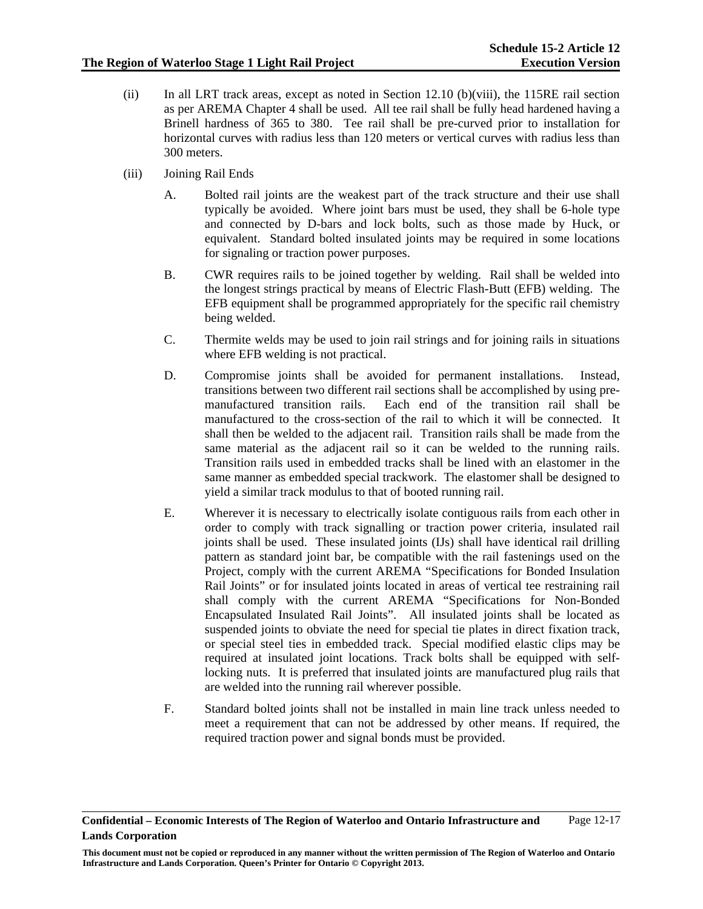(ii) In all LRT track areas, except as noted in Section 12.10 (b)(viii), the 115RE rail section as per AREMA Chapter 4 shall be used. All tee rail shall be fully head hardened having a Brinell hardness of 365 to 380. Tee rail shall be pre-curved prior to installation for horizontal curves with radius less than 120 meters or vertical curves with radius less than 300 meters.

(iii) Joining Rail Ends

A. Bolted rail joints are the weakest part of the track structure and their use shall typically be avoided. Where joint bars must be used, they shall be 6-hole type and connected by D-bars and lock bolts, such as those made by Huck, or equivalent. Standard bolted insulated joints may be required in some locations for signaling or traction power purposes.

B. CWR requires rails to be joined together by welding. Rail shall be welded into the longest strings practical by means of Electric Flash-Butt (EFB) welding. The EFB equipment shall be programmed appropriately for the specific rail chemistry being welded.

C. Thermite welds may be used to join rail strings and for joining rails in situations where EFB welding is not practical.

D. Compromise joints shall be avoided for permanent installations. Instead, transitions between two different rail sections shall be accomplished by using pre-manufactured transition rails. Each end of the transition rail shall be manufactured to the cross-section of the rail to which it will be connected. It shall then be welded to the adjacent rail. Transition rails shall be made from the same material as the adjacent rail so it can be welded to the running rails. Transition rails used in embedded tracks shall be lined with an elastomer in the same manner as embedded special trackwork. The elastomer shall be designed to yield a similar track modulus to that of booted running rail.

E. Wherever it is necessary to electrically isolate contiguous rails from each other in order to comply with track signalling or traction power criteria, insulated rail joints shall be used. These insulated joints (IJs) shall have identical rail drilling pattern as standard joint bar, be compatible with the rail fastenings used on the Project, comply with the current AREMA "Specifications for Bonded Insulation Rail Joints" or for insulated joints located in areas of vertical tee restraining rail shall comply with the current AREMA "Specifications for Non-Bonded Encapsulated Insulated Rail Joints". All insulated joints shall be located as suspended joints to obviate the need for special tie plates in direct fixation track, or special steel ties in embedded track. Special modified elastic clips may be required at insulated joint locations. Track bolts shall be equipped with self-locking nuts. It is preferred that insulated joints are manufactured plug rails that are welded into the running rail wherever possible.

F. Standard bolted joints shall not be installed in main line track unless needed to meet a requirement that can not be addressed by other means. If required, the required traction power and signal bonds must be provided.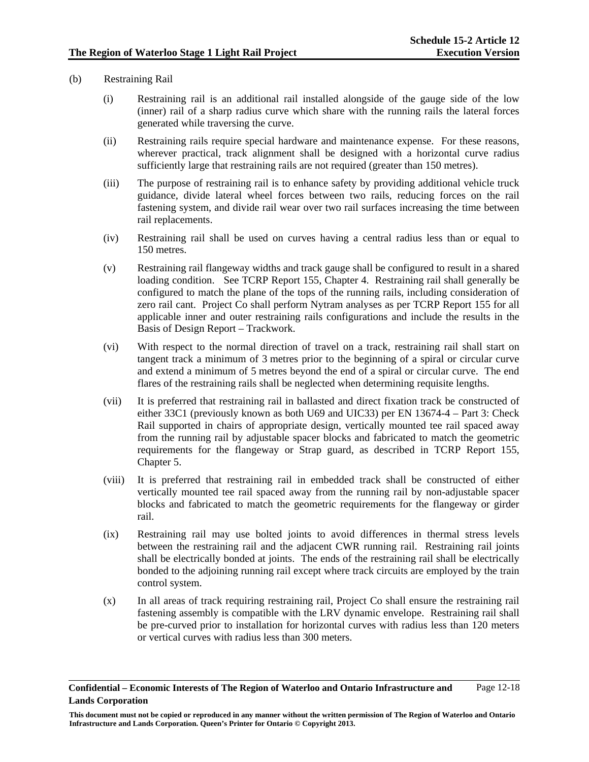(b) Restraining Rail

(i) Restraining rail is an additional rail installed alongside of the gauge side of the low (inner) rail of a sharp radius curve which share with the running rails the lateral forces generated while traversing the curve.

(ii) Restraining rails require special hardware and maintenance expense. For these reasons, wherever practical, track alignment shall be designed with a horizontal curve radius sufficiently large that restraining rails are not required (greater than 150 metres).

(iii) The purpose of restraining rail is to enhance safety by providing additional vehicle truck guidance, divide lateral wheel forces between two rails, reducing forces on the rail fastening system, and divide rail wear over two rail surfaces increasing the time between rail replacements.

(iv) Restraining rail shall be used on curves having a central radius less than or equal to 150 metres.

(v) Restraining rail flangeway widths and track gauge shall be configured to result in a shared loading condition. See TCRP Report 155, Chapter 4. Restraining rail shall generally be configured to match the plane of the tops of the running rails, including consideration of zero rail cant. Project Co shall perform Nytram analyses as per TCRP Report 155 for all applicable inner and outer restraining rails configurations and include the results in the Basis of Design Report – Trackwork.

(vi) With respect to the normal direction of travel on a track, restraining rail shall start on tangent track a minimum of 3 metres prior to the beginning of a spiral or circular curve and extend a minimum of 5 metres beyond the end of a spiral or circular curve. The end flares of the restraining rails shall be neglected when determining requisite lengths.

(vii) It is preferred that restraining rail in ballasted and direct fixation track be constructed of either 33C1 (previously known as both U69 and UIC33) per EN 13674-4 – Part 3: Check Rail supported in chairs of appropriate design, vertically mounted tee rail spaced away from the running rail by adjustable spacer blocks and fabricated to match the geometric requirements for the flangeway or Strap guard, as described in TCRP Report 155, Chapter 5.

(viii) It is preferred that restraining rail in embedded track shall be constructed of either vertically mounted tee rail spaced away from the running rail by non-adjustable spacer blocks and fabricated to match the geometric requirements for the flangeway or girder rail.

(ix) Restraining rail may use bolted joints to avoid differences in thermal stress levels between the restraining rail and the adjacent CWR running rail. Restraining rail joints shall be electrically bonded at joints. The ends of the restraining rail shall be electrically bonded to the adjoining running rail except where track circuits are employed by the train control system.

(x) In all areas of track requiring restraining rail, Project Co shall ensure the restraining rail fastening assembly is compatible with the LRV dynamic envelope. Restraining rail shall be pre-curved prior to installation for horizontal curves with radius less than 120 meters or vertical curves with radius less than 300 meters.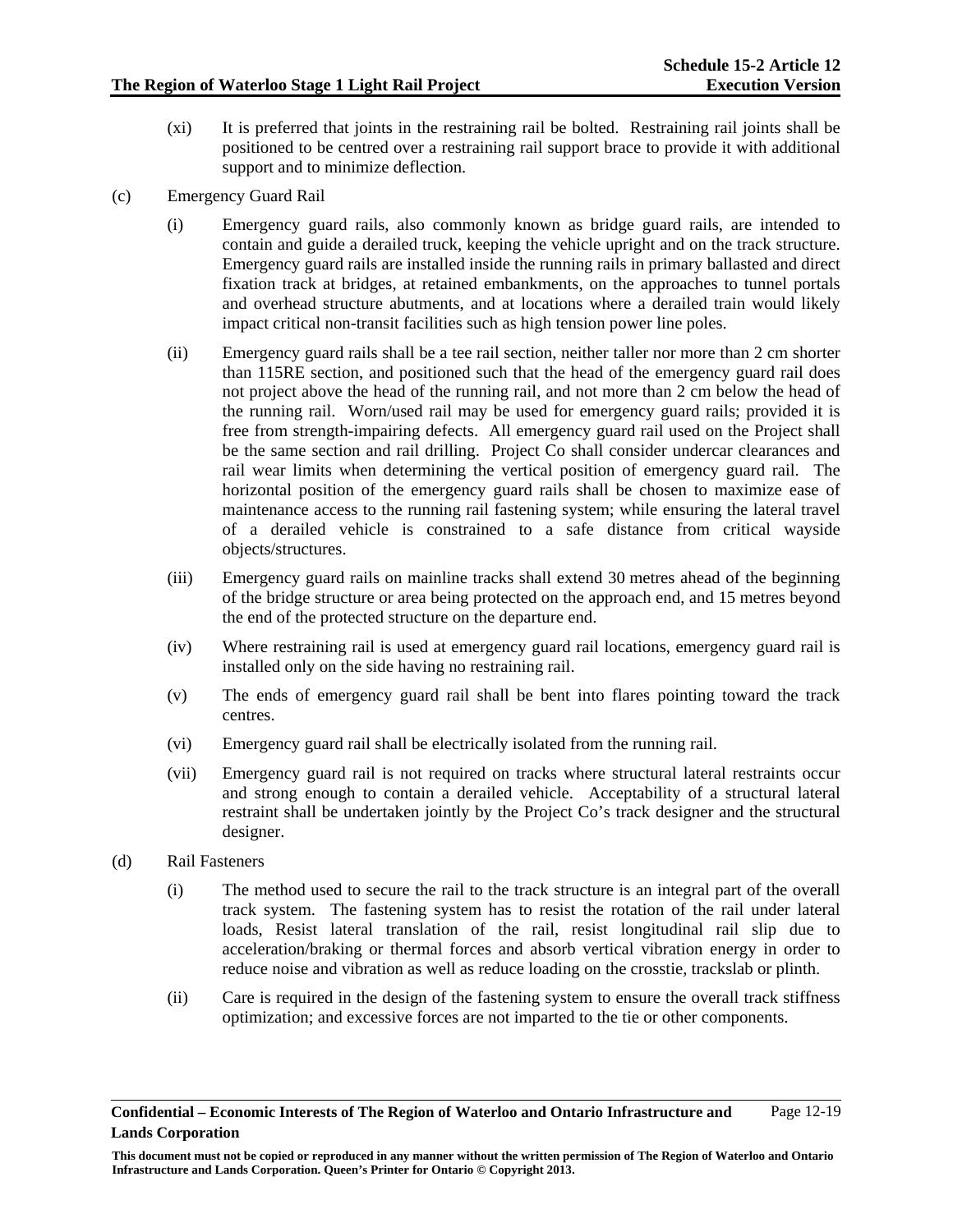(xi) It is preferred that joints in the restraining rail be bolted. Restraining rail joints shall be positioned to be centred over a restraining rail support brace to provide it with additional support and to minimize deflection.

(c) Emergency Guard Rail

(i) Emergency guard rails, also commonly known as bridge guard rails, are intended to contain and guide a derailed truck, keeping the vehicle upright and on the track structure. Emergency guard rails are installed inside the running rails in primary ballasted and direct fixation track at bridges, at retained embankments, on the approaches to tunnel portals and overhead structure abutments, and at locations where a derailed train would likely impact critical non-transit facilities such as high tension power line poles.

(ii) Emergency guard rails shall be a tee rail section, neither taller nor more than 2 cm shorter than 115RE section, and positioned such that the head of the emergency guard rail does not project above the head of the running rail, and not more than 2 cm below the head of the running rail. Worn/used rail may be used for emergency guard rails; provided it is free from strength-impairing defects. All emergency guard rail used on the Project shall be the same section and rail drilling. Project Co shall consider undercar clearances and rail wear limits when determining the vertical position of emergency guard rail. The horizontal position of the emergency guard rails shall be chosen to maximize ease of maintenance access to the running rail fastening system; while ensuring the lateral travel of a derailed vehicle is constrained to a safe distance from critical wayside objects/structures.

(iii) Emergency guard rails on mainline tracks shall extend 30 metres ahead of the beginning of the bridge structure or area being protected on the approach end, and 15 metres beyond the end of the protected structure on the departure end.

(iv) Where restraining rail is used at emergency guard rail locations, emergency guard rail is installed only on the side having no restraining rail.

(v) The ends of emergency guard rail shall be bent into flares pointing toward the track centres.

(vi) Emergency guard rail shall be electrically isolated from the running rail.

(vii) Emergency guard rail is not required on tracks where structural lateral restraints occur and strong enough to contain a derailed vehicle. Acceptability of a structural lateral restraint shall be undertaken jointly by the Project Co's track designer and the structural designer.

(d) Rail Fasteners

(i) The method used to secure the rail to the track structure is an integral part of the overall track system. The fastening system has to resist the rotation of the rail under lateral loads, Resist lateral translation of the rail, resist longitudinal rail slip due to acceleration/braking or thermal forces and absorb vertical vibration energy in order to reduce noise and vibration as well as reduce loading on the crosstie, trackslab or plinth.

(ii) Care is required in the design of the fastening system to ensure the overall track stiffness optimization; and excessive forces are not imparted to the tie or other components.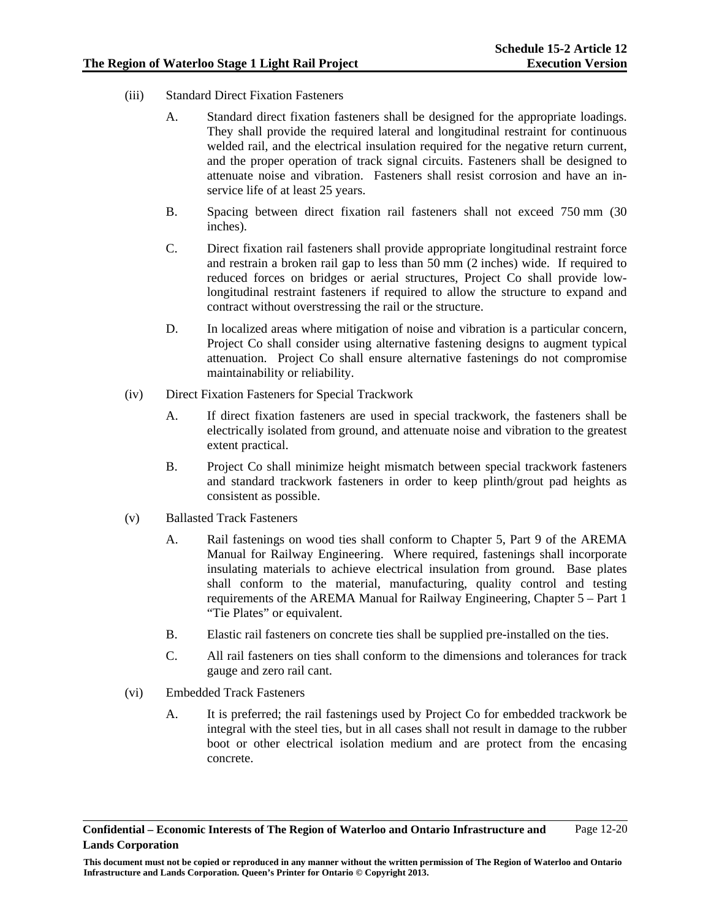(iii) Standard Direct Fixation Fasteners

A. Standard direct fixation fasteners shall be designed for the appropriate loadings. They shall provide the required lateral and longitudinal restraint for continuous welded rail, and the electrical insulation required for the negative return current, and the proper operation of track signal circuits. Fasteners shall be designed to attenuate noise and vibration. Fasteners shall resist corrosion and have an in-service life of at least 25 years.

B. Spacing between direct fixation rail fasteners shall not exceed 750 mm (30 inches).

C. Direct fixation rail fasteners shall provide appropriate longitudinal restraint force and restrain a broken rail gap to less than 50 mm (2 inches) wide. If required to reduced forces on bridges or aerial structures, Project Co shall provide low-longitudinal restraint fasteners if required to allow the structure to expand and contract without overstressing the rail or the structure.

D. In localized areas where mitigation of noise and vibration is a particular concern, Project Co shall consider using alternative fastening designs to augment typical attenuation. Project Co shall ensure alternative fastenings do not compromise maintainability or reliability.

(iv) Direct Fixation Fasteners for Special Trackwork

A. If direct fixation fasteners are used in special trackwork, the fasteners shall be electrically isolated from ground, and attenuate noise and vibration to the greatest extent practical.

B. Project Co shall minimize height mismatch between special trackwork fasteners and standard trackwork fasteners in order to keep plinth/grout pad heights as consistent as possible.

(v) Ballasted Track Fasteners

A. Rail fastenings on wood ties shall conform to Chapter 5, Part 9 of the AREMA Manual for Railway Engineering. Where required, fastenings shall incorporate insulating materials to achieve electrical insulation from ground. Base plates shall conform to the material, manufacturing, quality control and testing requirements of the AREMA Manual for Railway Engineering, Chapter 5 – Part 1 "Tie Plates" or equivalent.

B. Elastic rail fasteners on concrete ties shall be supplied pre-installed on the ties.

C. All rail fasteners on ties shall conform to the dimensions and tolerances for track gauge and zero rail cant.

(vi) Embedded Track Fasteners

A. It is preferred; the rail fastenings used by Project Co for embedded trackwork be integral with the steel ties, but in all cases shall not result in damage to the rubber boot or other electrical isolation medium and are protect from the encasing concrete.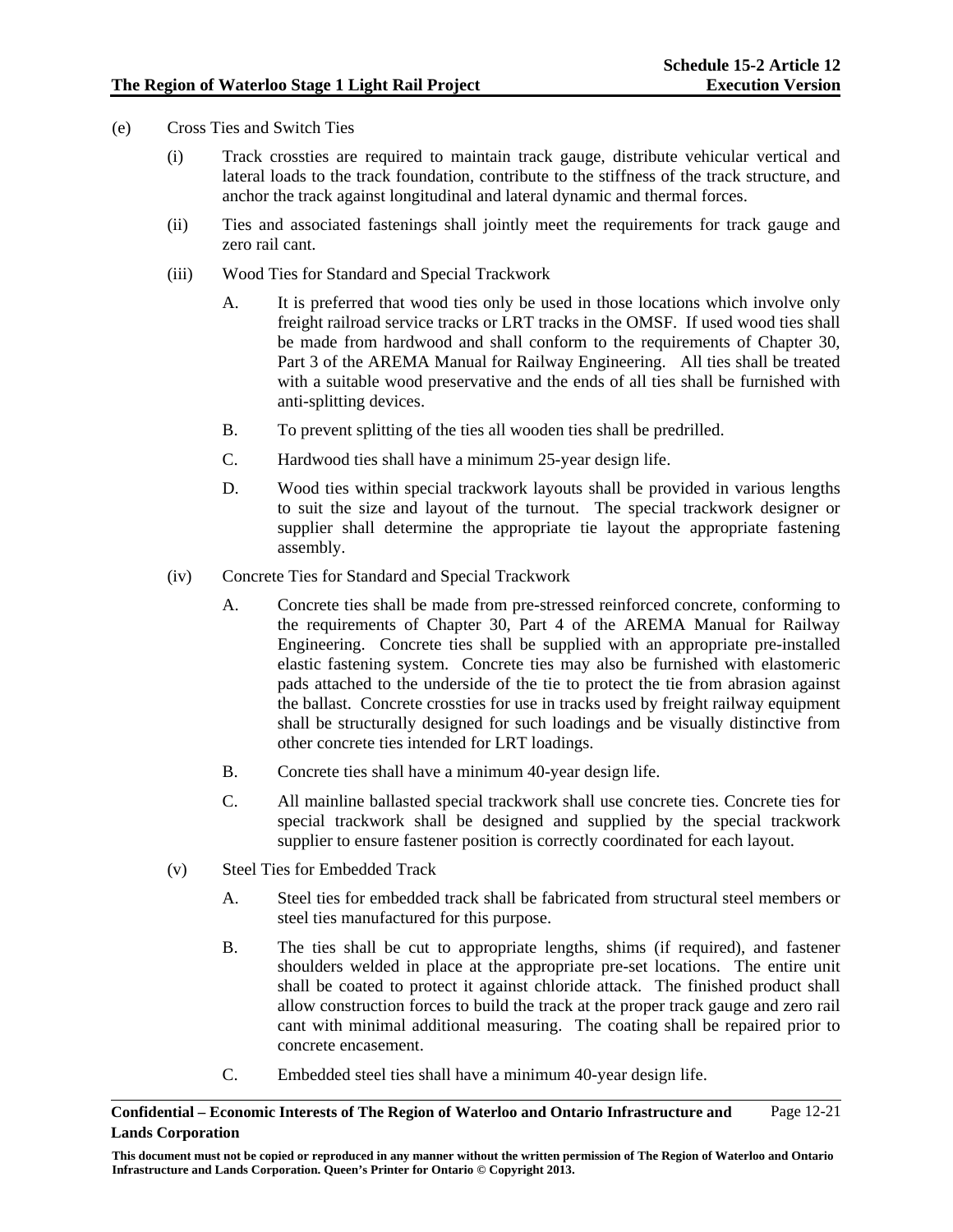(e) Cross Ties and Switch Ties

   (i) Track crossties are required to maintain track gauge, distribute vehicular vertical and lateral loads to the track foundation, contribute to the stiffness of the track structure, and anchor the track against longitudinal and lateral dynamic and thermal forces.

   (ii) Ties and associated fastenings shall jointly meet the requirements for track gauge and zero rail cant.

   (iii) Wood Ties for Standard and Special Trackwork

      A. It is preferred that wood ties only be used in those locations which involve only freight railroad service tracks or LRT tracks in the OMSF. If used wood ties shall be made from hardwood and shall conform to the requirements of Chapter 30, Part 3 of the AREMA Manual for Railway Engineering. All ties shall be treated with a suitable wood preservative and the ends of all ties shall be furnished with anti-splitting devices.

      B. To prevent splitting of the ties all wooden ties shall be predrilled.

      C. Hardwood ties shall have a minimum 25-year design life.

      D. Wood ties within special trackwork layouts shall be provided in various lengths to suit the size and layout of the turnout. The special trackwork designer or supplier shall determine the appropriate tie layout the appropriate fastening assembly.

   (iv) Concrete Ties for Standard and Special Trackwork

      A. Concrete ties shall be made from pre-stressed reinforced concrete, conforming to the requirements of Chapter 30, Part 4 of the AREMA Manual for Railway Engineering. Concrete ties shall be supplied with an appropriate pre-installed elastic fastening system. Concrete ties may also be furnished with elastomeric pads attached to the underside of the tie to protect the tie from abrasion against the ballast. Concrete crossties for use in tracks used by freight railway equipment shall be structurally designed for such loadings and be visually distinctive from other concrete ties intended for LRT loadings.

      B. Concrete ties shall have a minimum 40-year design life.

      C. All mainline ballasted special trackwork shall use concrete ties. Concrete ties for special trackwork shall be designed and supplied by the special trackwork supplier to ensure fastener position is correctly coordinated for each layout.

   (v) Steel Ties for Embedded Track

      A. Steel ties for embedded track shall be fabricated from structural steel members or steel ties manufactured for this purpose.

      B. The ties shall be cut to appropriate lengths, shims (if required), and fastener shoulders welded in place at the appropriate pre-set locations. The entire unit shall be coated to protect it against chloride attack. The finished product shall allow construction forces to build the track at the proper track gauge and zero rail cant with minimal additional measuring. The coating shall be repaired prior to concrete encasement.

      C. Embedded steel ties shall have a minimum 40-year design life.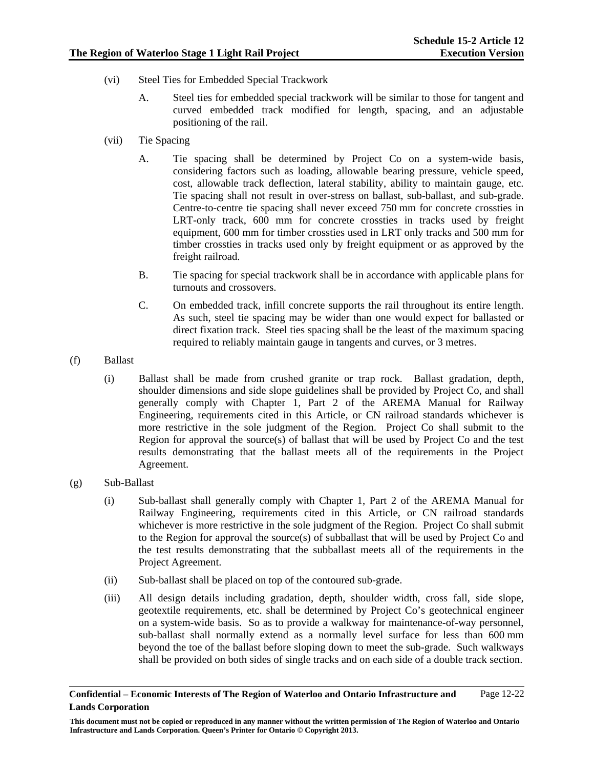(vi) Steel Ties for Embedded Special Trackwork

A. Steel ties for embedded special trackwork will be similar to those for tangent and curved embedded track modified for length, spacing, and an adjustable positioning of the rail.

(vii) Tie Spacing

A. Tie spacing shall be determined by Project Co on a system-wide basis, considering factors such as loading, allowable bearing pressure, vehicle speed, cost, allowable track deflection, lateral stability, ability to maintain gauge, etc. Tie spacing shall not result in over-stress on ballast, sub-ballast, and sub-grade. Centre-to-centre tie spacing shall never exceed 750 mm for concrete crossties in LRT-only track, 600 mm for concrete crossties in tracks used by freight equipment, 600 mm for timber crossties used in LRT only tracks and 500 mm for timber crossties in tracks used only by freight equipment or as approved by the freight railroad.

B. Tie spacing for special trackwork shall be in accordance with applicable plans for turnouts and crossovers.

C. On embedded track, infill concrete supports the rail throughout its entire length. As such, steel tie spacing may be wider than one would expect for ballasted or direct fixation track. Steel ties spacing shall be the least of the maximum spacing required to reliably maintain gauge in tangents and curves, or 3 metres.

(f) Ballast

(i) Ballast shall be made from crushed granite or trap rock. Ballast gradation, depth, shoulder dimensions and side slope guidelines shall be provided by Project Co, and shall generally comply with Chapter 1, Part 2 of the AREMA Manual for Railway Engineering, requirements cited in this Article, or CN railroad standards whichever is more restrictive in the sole judgment of the Region. Project Co shall submit to the Region for approval the source(s) of ballast that will be used by Project Co and the test results demonstrating that the ballast meets all of the requirements in the Project Agreement.

(g) Sub-Ballast

(i) Sub-ballast shall generally comply with Chapter 1, Part 2 of the AREMA Manual for Railway Engineering, requirements cited in this Article, or CN railroad standards whichever is more restrictive in the sole judgment of the Region. Project Co shall submit to the Region for approval the source(s) of subballast that will be used by Project Co and the test results demonstrating that the subballast meets all of the requirements in the Project Agreement.

(ii) Sub-ballast shall be placed on top of the contoured sub-grade.

(iii) All design details including gradation, depth, shoulder width, cross fall, side slope, geotextile requirements, etc. shall be determined by Project Co's geotechnical engineer on a system-wide basis. So as to provide a walkway for maintenance-of-way personnel, sub-ballast shall normally extend as a normally level surface for less than 600 mm beyond the toe of the ballast before sloping down to meet the sub-grade. Such walkways shall be provided on both sides of single tracks and on each side of a double track section.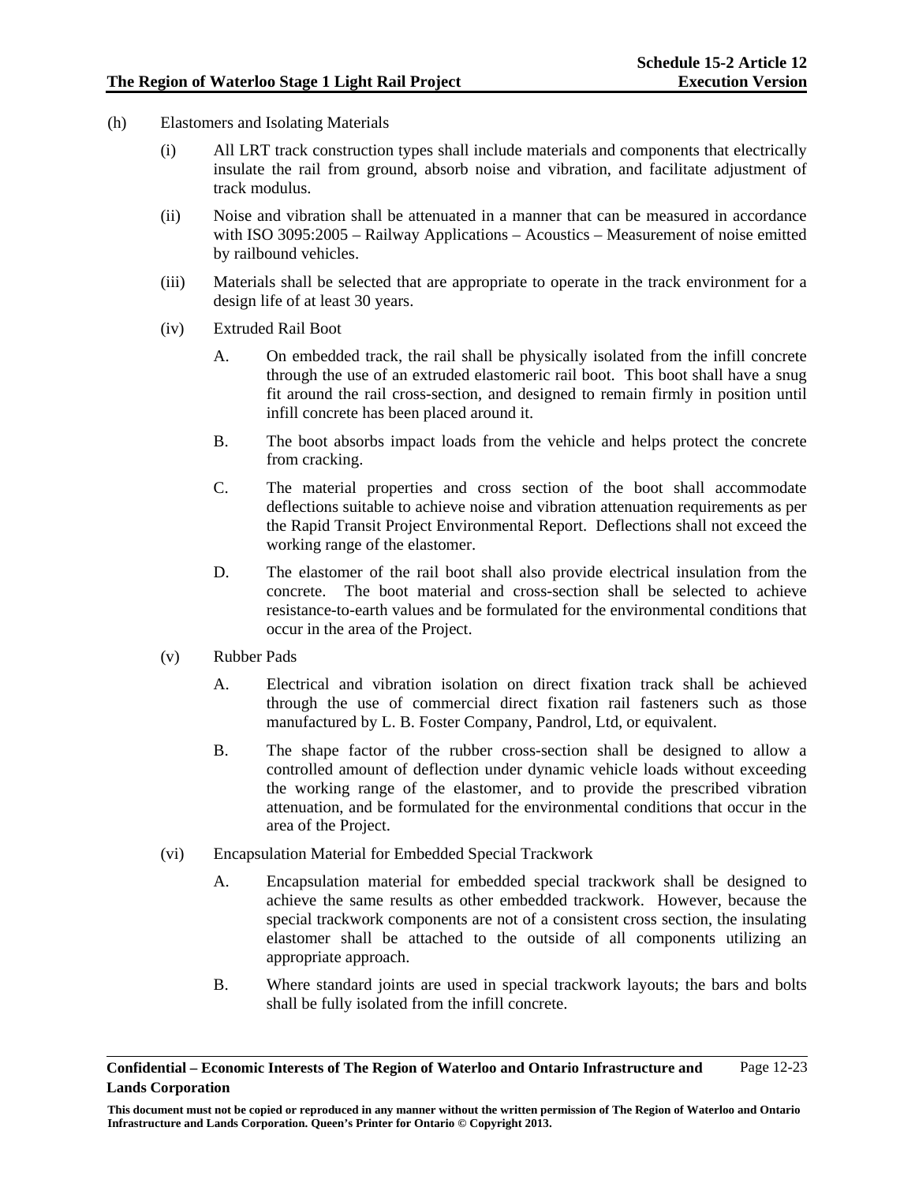(h) Elastomers and Isolating Materials

(i) All LRT track construction types shall include materials and components that electrically insulate the rail from ground, absorb noise and vibration, and facilitate adjustment of track modulus.

(ii) Noise and vibration shall be attenuated in a manner that can be measured in accordance with ISO 3095:2005 – Railway Applications – Acoustics – Measurement of noise emitted by railbound vehicles.

(iii) Materials shall be selected that are appropriate to operate in the track environment for a design life of at least 30 years.

(iv) Extruded Rail Boot

A. On embedded track, the rail shall be physically isolated from the infill concrete through the use of an extruded elastomeric rail boot. This boot shall have a snug fit around the rail cross-section, and designed to remain firmly in position until infill concrete has been placed around it.

B. The boot absorbs impact loads from the vehicle and helps protect the concrete from cracking.

C. The material properties and cross section of the boot shall accommodate deflections suitable to achieve noise and vibration attenuation requirements as per the Rapid Transit Project Environmental Report. Deflections shall not exceed the working range of the elastomer.

D. The elastomer of the rail boot shall also provide electrical insulation from the concrete. The boot material and cross-section shall be selected to achieve resistance-to-earth values and be formulated for the environmental conditions that occur in the area of the Project.

(v) Rubber Pads

A. Electrical and vibration isolation on direct fixation track shall be achieved through the use of commercial direct fixation rail fasteners such as those manufactured by L. B. Foster Company, Pandrol, Ltd, or equivalent.

B. The shape factor of the rubber cross-section shall be designed to allow a controlled amount of deflection under dynamic vehicle loads without exceeding the working range of the elastomer, and to provide the prescribed vibration attenuation, and be formulated for the environmental conditions that occur in the area of the Project.

(vi) Encapsulation Material for Embedded Special Trackwork

A. Encapsulation material for embedded special trackwork shall be designed to achieve the same results as other embedded trackwork. However, because the special trackwork components are not of a consistent cross section, the insulating elastomer shall be attached to the outside of all components utilizing an appropriate approach.

B. Where standard joints are used in special trackwork layouts; the bars and bolts shall be fully isolated from the infill concrete.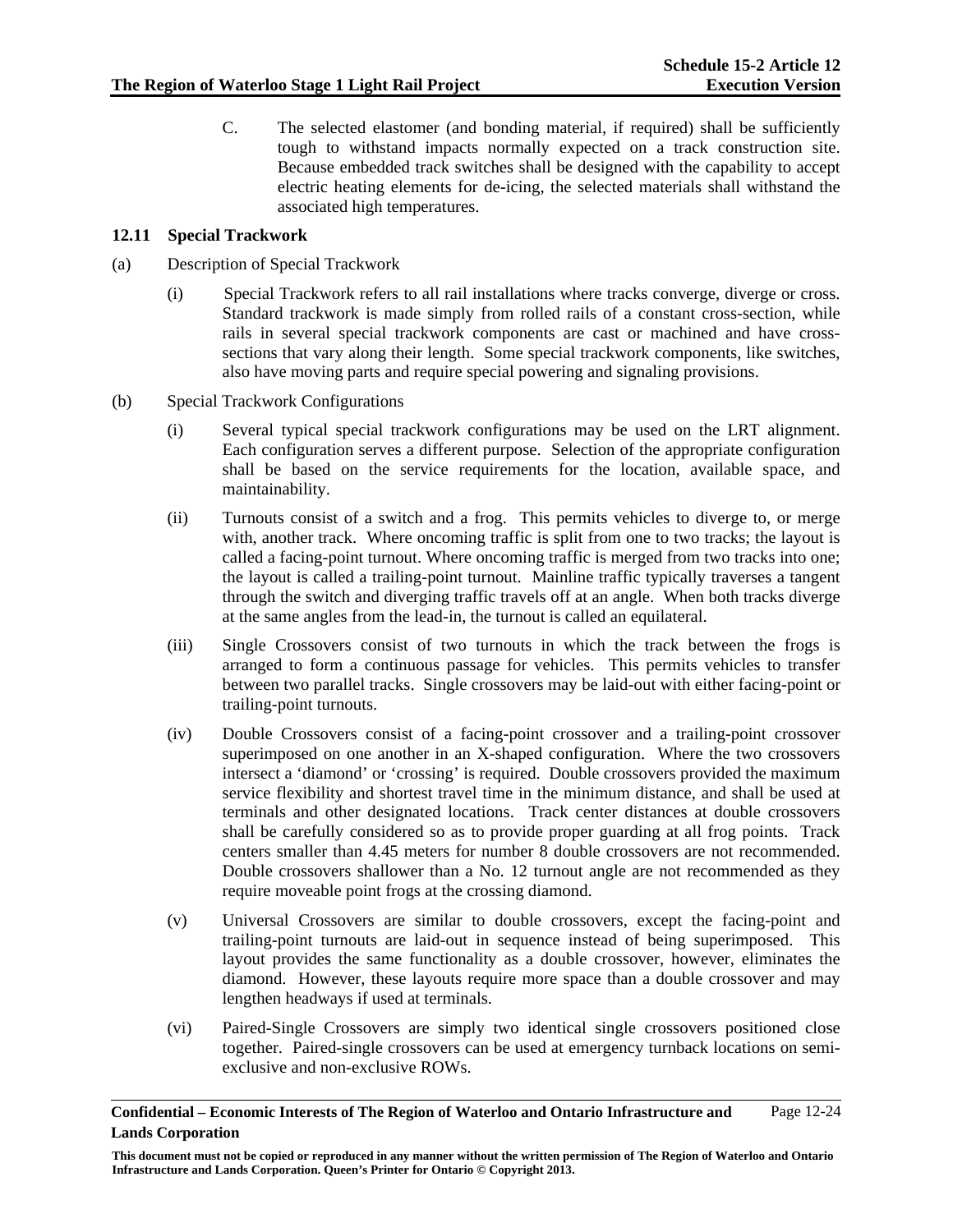C. The selected elastomer (and bonding material, if required) shall be sufficiently tough to withstand impacts normally expected on a track construction site. Because embedded track switches shall be designed with the capability to accept electric heating elements for de-icing, the selected materials shall withstand the associated high temperatures.

## 12.11 Special Trackwork

(a) Description of Special Trackwork

(i) Special Trackwork refers to all rail installations where tracks converge, diverge or cross. Standard trackwork is made simply from rolled rails of a constant cross-section, while rails in several special trackwork components are cast or machined and have cross-sections that vary along their length. Some special trackwork components, like switches, also have moving parts and require special powering and signaling provisions.

(b) Special Trackwork Configurations

(i) Several typical special trackwork configurations may be used on the LRT alignment. Each configuration serves a different purpose. Selection of the appropriate configuration shall be based on the service requirements for the location, available space, and maintainability.

(ii) Turnouts consist of a switch and a frog. This permits vehicles to diverge to, or merge with, another track. Where oncoming traffic is split from one to two tracks; the layout is called a facing-point turnout. Where oncoming traffic is merged from two tracks into one; the layout is called a trailing-point turnout. Mainline traffic typically traverses a tangent through the switch and diverging traffic travels off at an angle. When both tracks diverge at the same angles from the lead-in, the turnout is called an equilateral.

(iii) Single Crossovers consist of two turnouts in which the track between the frogs is arranged to form a continuous passage for vehicles. This permits vehicles to transfer between two parallel tracks. Single crossovers may be laid-out with either facing-point or trailing-point turnouts.

(iv) Double Crossovers consist of a facing-point crossover and a trailing-point crossover superimposed on one another in an X-shaped configuration. Where the two crossovers intersect a 'diamond' or 'crossing' is required. Double crossovers provided the maximum service flexibility and shortest travel time in the minimum distance, and shall be used at terminals and other designated locations. Track center distances at double crossovers shall be carefully considered so as to provide proper guarding at all frog points. Track centers smaller than 4.45 meters for number 8 double crossovers are not recommended. Double crossovers shallower than a No. 12 turnout angle are not recommended as they require moveable point frogs at the crossing diamond.

(v) Universal Crossovers are similar to double crossovers, except the facing-point and trailing-point turnouts are laid-out in sequence instead of being superimposed. This layout provides the same functionality as a double crossover, however, eliminates the diamond. However, these layouts require more space than a double crossover and may lengthen headways if used at terminals.

(vi) Paired-Single Crossovers are simply two identical single crossovers positioned close together. Paired-single crossovers can be used at emergency turnback locations on semi-exclusive and non-exclusive ROWs.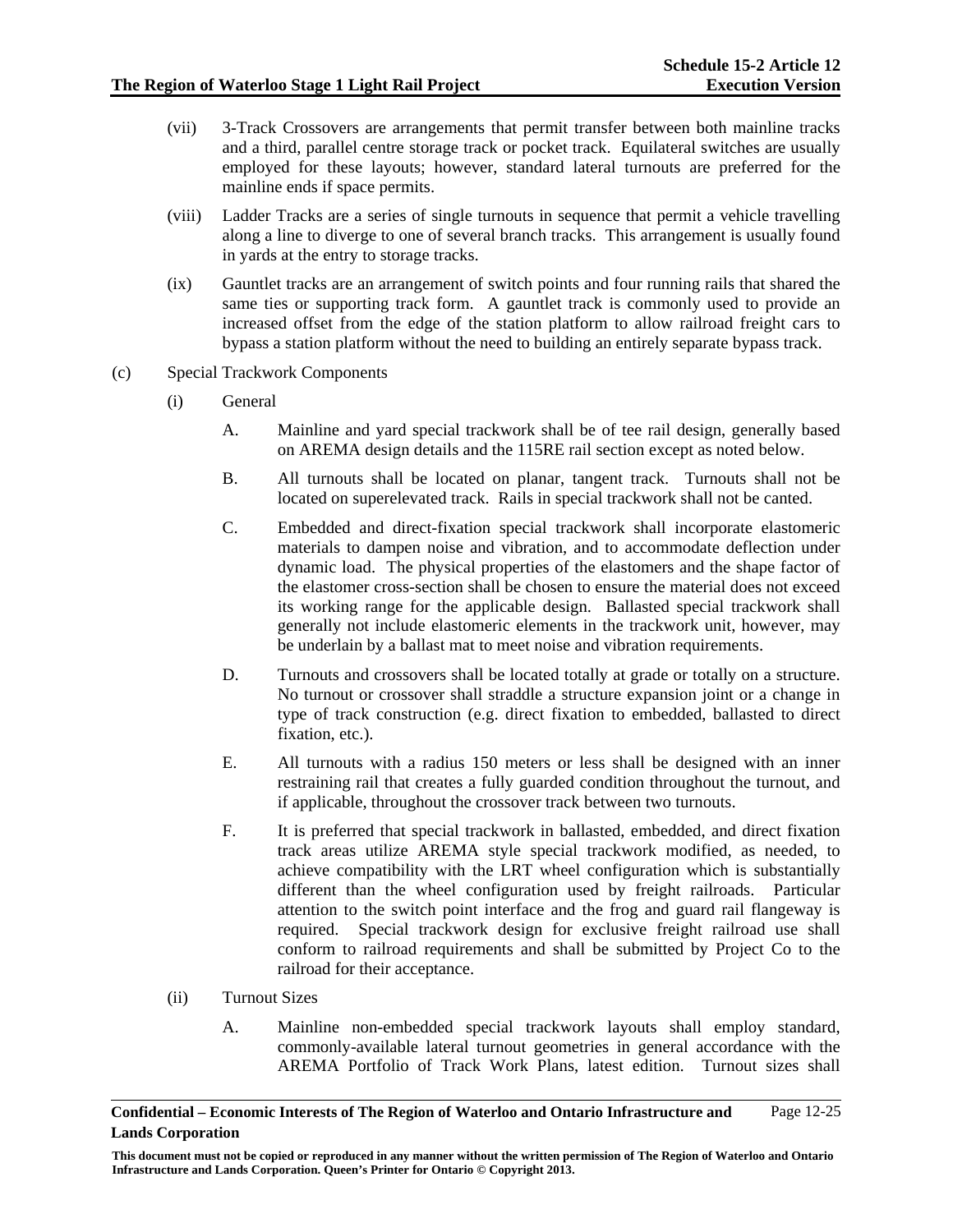(vii) 3-Track Crossovers are arrangements that permit transfer between both mainline tracks and a third, parallel centre storage track or pocket track. Equilateral switches are usually employed for these layouts; however, standard lateral turnouts are preferred for the mainline ends if space permits.

(viii) Ladder Tracks are a series of single turnouts in sequence that permit a vehicle travelling along a line to diverge to one of several branch tracks. This arrangement is usually found in yards at the entry to storage tracks.

(ix) Gauntlet tracks are an arrangement of switch points and four running rails that shared the same ties or supporting track form. A gauntlet track is commonly used to provide an increased offset from the edge of the station platform to allow railroad freight cars to bypass a station platform without the need to building an entirely separate bypass track.

(c) Special Trackwork Components

(i) General

A. Mainline and yard special trackwork shall be of tee rail design, generally based on AREMA design details and the 115RE rail section except as noted below.

B. All turnouts shall be located on planar, tangent track. Turnouts shall not be located on superelevated track. Rails in special trackwork shall not be canted.

C. Embedded and direct-fixation special trackwork shall incorporate elastomeric materials to dampen noise and vibration, and to accommodate deflection under dynamic load. The physical properties of the elastomers and the shape factor of the elastomer cross-section shall be chosen to ensure the material does not exceed its working range for the applicable design. Ballasted special trackwork shall generally not include elastomeric elements in the trackwork unit, however, may be underlain by a ballast mat to meet noise and vibration requirements.

D. Turnouts and crossovers shall be located totally at grade or totally on a structure. No turnout or crossover shall straddle a structure expansion joint or a change in type of track construction (e.g. direct fixation to embedded, ballasted to direct fixation, etc.).

E. All turnouts with a radius 150 meters or less shall be designed with an inner restraining rail that creates a fully guarded condition throughout the turnout, and if applicable, throughout the crossover track between two turnouts.

F. It is preferred that special trackwork in ballasted, embedded, and direct fixation track areas utilize AREMA style special trackwork modified, as needed, to achieve compatibility with the LRT wheel configuration which is substantially different than the wheel configuration used by freight railroads. Particular attention to the switch point interface and the frog and guard rail flangeway is required. Special trackwork design for exclusive freight railroad use shall conform to railroad requirements and shall be submitted by Project Co to the railroad for their acceptance.

(ii) Turnout Sizes

A. Mainline non-embedded special trackwork layouts shall employ standard, commonly-available lateral turnout geometries in general accordance with the AREMA Portfolio of Track Work Plans, latest edition. Turnout sizes shall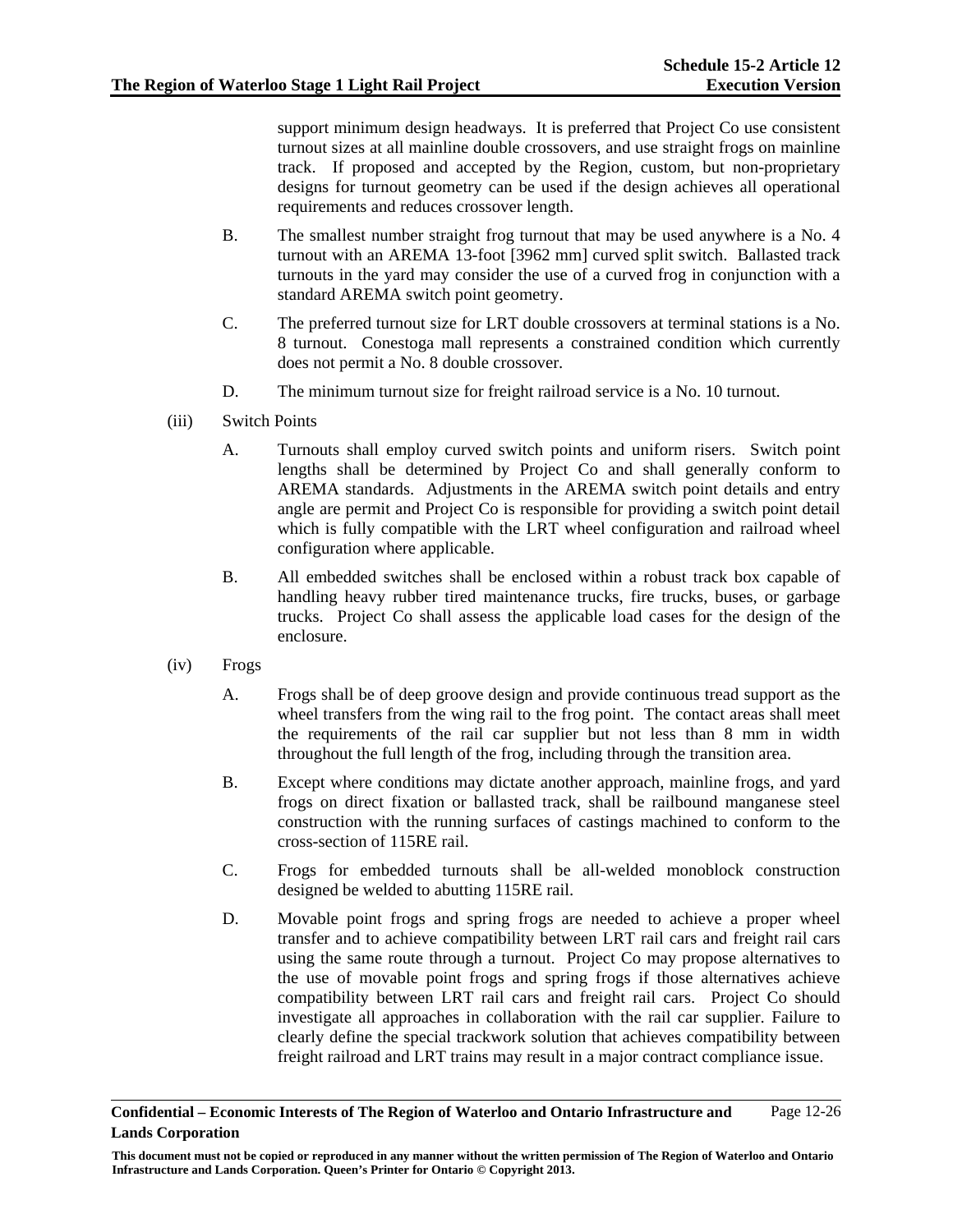support minimum design headways. It is preferred that Project Co use consistent turnout sizes at all mainline double crossovers, and use straight frogs on mainline track. If proposed and accepted by the Region, custom, but non-proprietary designs for turnout geometry can be used if the design achieves all operational requirements and reduces crossover length.

B. The smallest number straight frog turnout that may be used anywhere is a No. 4 turnout with an AREMA 13-foot [3962 mm] curved split switch. Ballasted track turnouts in the yard may consider the use of a curved frog in conjunction with a standard AREMA switch point geometry.

C. The preferred turnout size for LRT double crossovers at terminal stations is a No. 8 turnout. Conestoga mall represents a constrained condition which currently does not permit a No. 8 double crossover.

D. The minimum turnout size for freight railroad service is a No. 10 turnout.

(iii) Switch Points

A. Turnouts shall employ curved switch points and uniform risers. Switch point lengths shall be determined by Project Co and shall generally conform to AREMA standards. Adjustments in the AREMA switch point details and entry angle are permit and Project Co is responsible for providing a switch point detail which is fully compatible with the LRT wheel configuration and railroad wheel configuration where applicable.

B. All embedded switches shall be enclosed within a robust track box capable of handling heavy rubber tired maintenance trucks, fire trucks, buses, or garbage trucks. Project Co shall assess the applicable load cases for the design of the enclosure.

(iv) Frogs

A. Frogs shall be of deep groove design and provide continuous tread support as the wheel transfers from the wing rail to the frog point. The contact areas shall meet the requirements of the rail car supplier but not less than 8 mm in width throughout the full length of the frog, including through the transition area.

B. Except where conditions may dictate another approach, mainline frogs, and yard frogs on direct fixation or ballasted track, shall be railbound manganese steel construction with the running surfaces of castings machined to conform to the cross-section of 115RE rail.

C. Frogs for embedded turnouts shall be all-welded monoblock construction designed be welded to abutting 115RE rail.

D. Movable point frogs and spring frogs are needed to achieve a proper wheel transfer and to achieve compatibility between LRT rail cars and freight rail cars using the same route through a turnout. Project Co may propose alternatives to the use of movable point frogs and spring frogs if those alternatives achieve compatibility between LRT rail cars and freight rail cars. Project Co should investigate all approaches in collaboration with the rail car supplier. Failure to clearly define the special trackwork solution that achieves compatibility between freight railroad and LRT trains may result in a major contract compliance issue.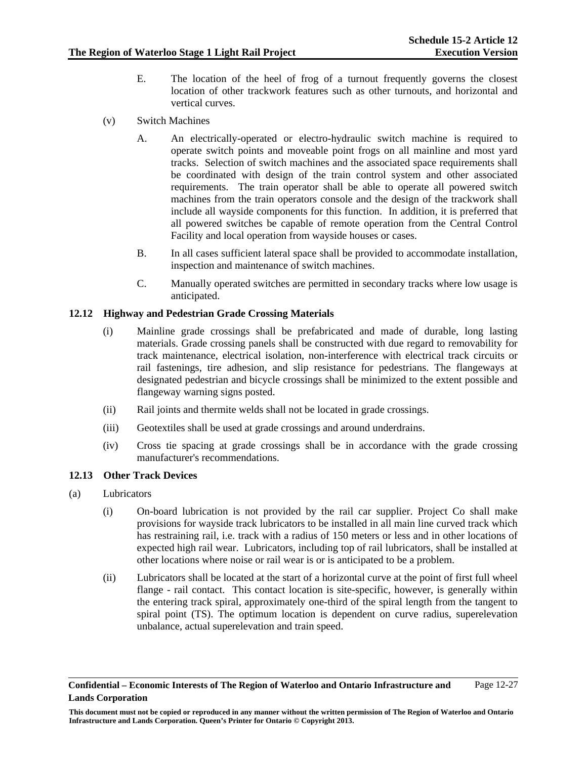E. The location of the heel of frog of a turnout frequently governs the closest location of other trackwork features such as other turnouts, and horizontal and vertical curves.

(v) Switch Machines

A. An electrically-operated or electro-hydraulic switch machine is required to operate switch points and moveable point frogs on all mainline and most yard tracks. Selection of switch machines and the associated space requirements shall be coordinated with design of the train control system and other associated requirements. The train operator shall be able to operate all powered switch machines from the train operators console and the design of the trackwork shall include all wayside components for this function. In addition, it is preferred that all powered switches be capable of remote operation from the Central Control Facility and local operation from wayside houses or cases.

B. In all cases sufficient lateral space shall be provided to accommodate installation, inspection and maintenance of switch machines.

C. Manually operated switches are permitted in secondary tracks where low usage is anticipated.

## 12.12 Highway and Pedestrian Grade Crossing Materials

(i) Mainline grade crossings shall be prefabricated and made of durable, long lasting materials. Grade crossing panels shall be constructed with due regard to removability for track maintenance, electrical isolation, non-interference with electrical track circuits or rail fastenings, tire adhesion, and slip resistance for pedestrians. The flangeways at designated pedestrian and bicycle crossings shall be minimized to the extent possible and flangeway warning signs posted.

(ii) Rail joints and thermite welds shall not be located in grade crossings.

(iii) Geotextiles shall be used at grade crossings and around underdrains.

(iv) Cross tie spacing at grade crossings shall be in accordance with the grade crossing manufacturer's recommendations.

## 12.13 Other Track Devices

(a) Lubricators

(i) On-board lubrication is not provided by the rail car supplier. Project Co shall make provisions for wayside track lubricators to be installed in all main line curved track which has restraining rail, i.e. track with a radius of 150 meters or less and in other locations of expected high rail wear. Lubricators, including top of rail lubricators, shall be installed at other locations where noise or rail wear is or is anticipated to be a problem.

(ii) Lubricators shall be located at the start of a horizontal curve at the point of first full wheel flange - rail contact. This contact location is site-specific, however, is generally within the entering track spiral, approximately one-third of the spiral length from the tangent to spiral point (TS). The optimum location is dependent on curve radius, superelevation unbalance, actual superelevation and train speed.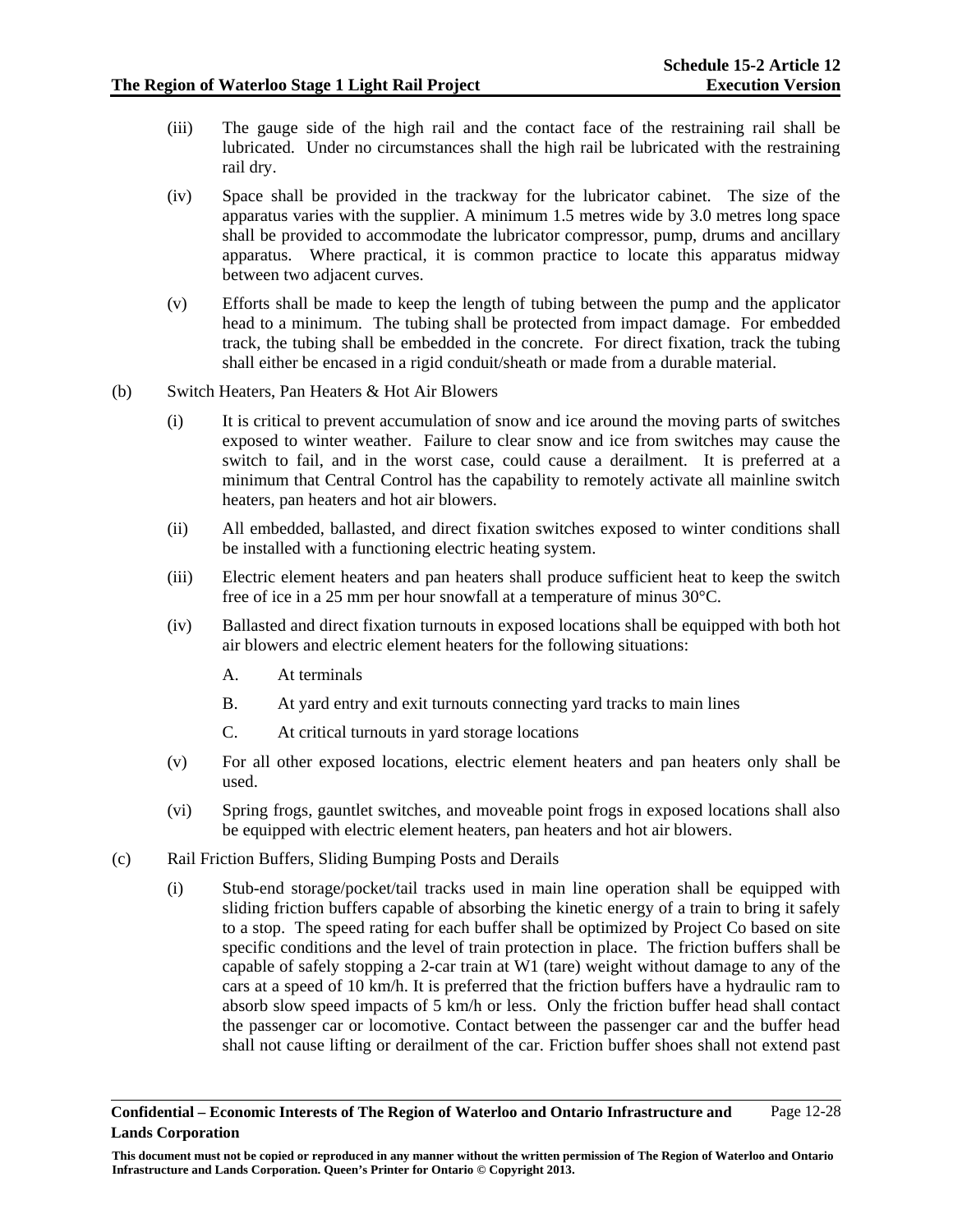(iii) The gauge side of the high rail and the contact face of the restraining rail shall be lubricated. Under no circumstances shall the high rail be lubricated with the restraining rail dry.

(iv) Space shall be provided in the trackway for the lubricator cabinet. The size of the apparatus varies with the supplier. A minimum 1.5 metres wide by 3.0 metres long space shall be provided to accommodate the lubricator compressor, pump, drums and ancillary apparatus. Where practical, it is common practice to locate this apparatus midway between two adjacent curves.

(v) Efforts shall be made to keep the length of tubing between the pump and the applicator head to a minimum. The tubing shall be protected from impact damage. For embedded track, the tubing shall be embedded in the concrete. For direct fixation, track the tubing shall either be encased in a rigid conduit/sheath or made from a durable material.

(b) Switch Heaters, Pan Heaters & Hot Air Blowers

(i) It is critical to prevent accumulation of snow and ice around the moving parts of switches exposed to winter weather. Failure to clear snow and ice from switches may cause the switch to fail, and in the worst case, could cause a derailment. It is preferred at a minimum that Central Control has the capability to remotely activate all mainline switch heaters, pan heaters and hot air blowers.

(ii) All embedded, ballasted, and direct fixation switches exposed to winter conditions shall be installed with a functioning electric heating system.

(iii) Electric element heaters and pan heaters shall produce sufficient heat to keep the switch free of ice in a 25 mm per hour snowfall at a temperature of minus 30°C.

(iv) Ballasted and direct fixation turnouts in exposed locations shall be equipped with both hot air blowers and electric element heaters for the following situations:

A. At terminals

B. At yard entry and exit turnouts connecting yard tracks to main lines

C. At critical turnouts in yard storage locations

(v) For all other exposed locations, electric element heaters and pan heaters only shall be used.

(vi) Spring frogs, gauntlet switches, and moveable point frogs in exposed locations shall also be equipped with electric element heaters, pan heaters and hot air blowers.

(c) Rail Friction Buffers, Sliding Bumping Posts and Derails

(i) Stub-end storage/pocket/tail tracks used in main line operation shall be equipped with sliding friction buffers capable of absorbing the kinetic energy of a train to bring it safely to a stop. The speed rating for each buffer shall be optimized by Project Co based on site specific conditions and the level of train protection in place. The friction buffers shall be capable of safely stopping a 2-car train at W1 (tare) weight without damage to any of the cars at a speed of 10 km/h. It is preferred that the friction buffers have a hydraulic ram to absorb slow speed impacts of 5 km/h or less. Only the friction buffer head shall contact the passenger car or locomotive. Contact between the passenger car and the buffer head shall not cause lifting or derailment of the car. Friction buffer shoes shall not extend past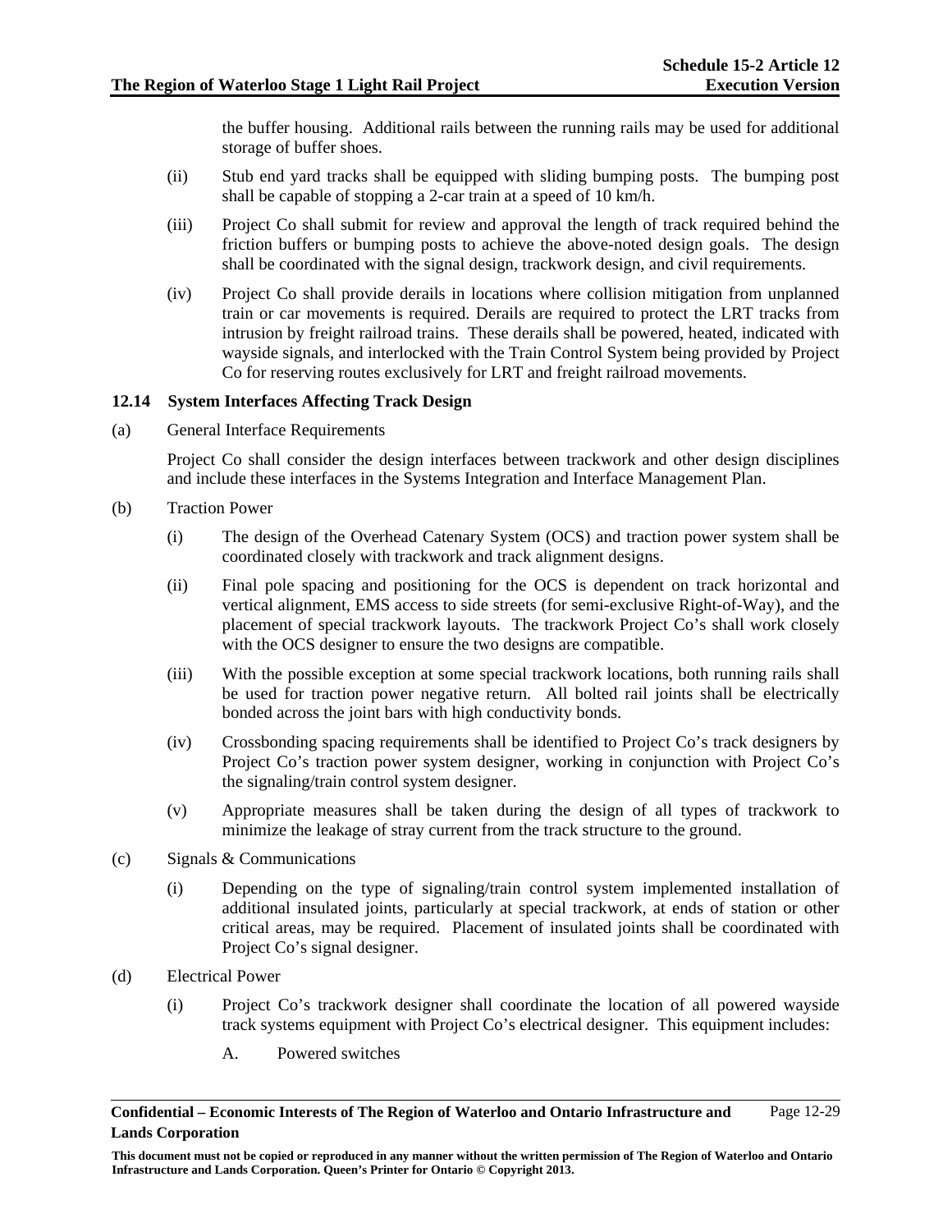the buffer housing. Additional rails between the running rails may be used for additional storage of buffer shoes.

(ii) Stub end yard tracks shall be equipped with sliding bumping posts. The bumping post shall be capable of stopping a 2-car train at a speed of 10 km/h.

(iii) Project Co shall submit for review and approval the length of track required behind the friction buffers or bumping posts to achieve the above-noted design goals. The design shall be coordinated with the signal design, trackwork design, and civil requirements.

(iv) Project Co shall provide derails in locations where collision mitigation from unplanned train or car movements is required. Derails are required to protect the LRT tracks from intrusion by freight railroad trains. These derails shall be powered, heated, indicated with wayside signals, and interlocked with the Train Control System being provided by Project Co for reserving routes exclusively for LRT and freight railroad movements.

### 12.14 System Interfaces Affecting Track Design

(a) General Interface Requirements

Project Co shall consider the design interfaces between trackwork and other design disciplines and include these interfaces in the Systems Integration and Interface Management Plan.

(b) Traction Power

(i) The design of the Overhead Catenary System (OCS) and traction power system shall be coordinated closely with trackwork and track alignment designs.

(ii) Final pole spacing and positioning for the OCS is dependent on track horizontal and vertical alignment, EMS access to side streets (for semi-exclusive Right-of-Way), and the placement of special trackwork layouts. The trackwork Project Co's shall work closely with the OCS designer to ensure the two designs are compatible.

(iii) With the possible exception at some special trackwork locations, both running rails shall be used for traction power negative return. All bolted rail joints shall be electrically bonded across the joint bars with high conductivity bonds.

(iv) Crossbonding spacing requirements shall be identified to Project Co's track designers by Project Co's traction power system designer, working in conjunction with Project Co's the signaling/train control system designer.

(v) Appropriate measures shall be taken during the design of all types of trackwork to minimize the leakage of stray current from the track structure to the ground.

(c) Signals & Communications

(i) Depending on the type of signaling/train control system implemented installation of additional insulated joints, particularly at special trackwork, at ends of station or other critical areas, may be required. Placement of insulated joints shall be coordinated with Project Co's signal designer.

(d) Electrical Power

(i) Project Co's trackwork designer shall coordinate the location of all powered wayside track systems equipment with Project Co's electrical designer. This equipment includes:

A. Powered switches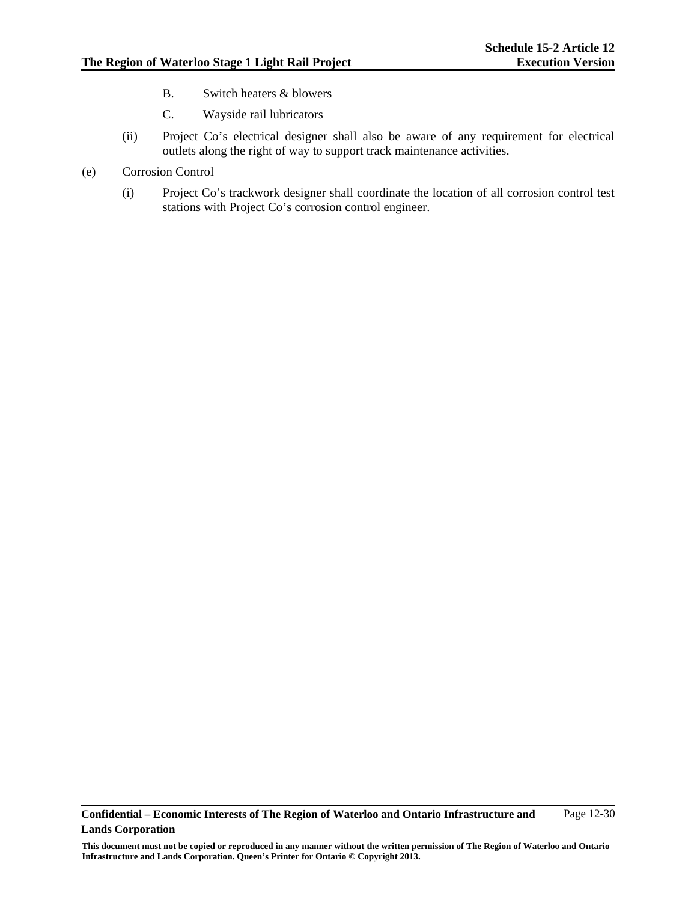B. Switch heaters & blowers

C. Wayside rail lubricators

(ii) Project Co's electrical designer shall also be aware of any requirement for electrical outlets along the right of way to support track maintenance activities.

(e) Corrosion Control

(i) Project Co's trackwork designer shall coordinate the location of all corrosion control test stations with Project Co's corrosion control engineer.